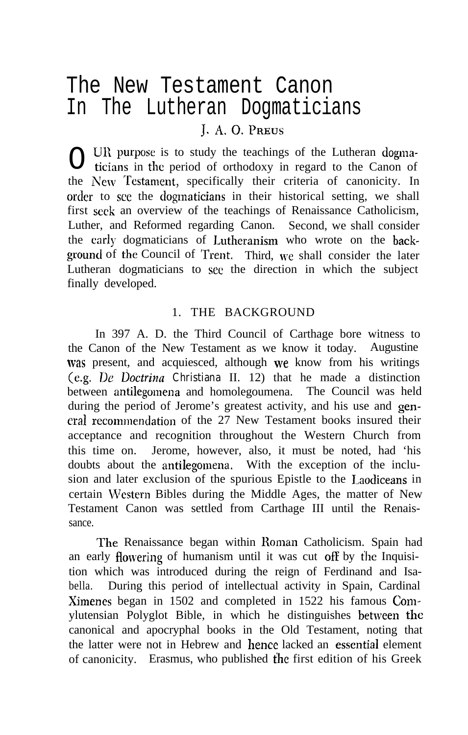# The New Testament Canon In The Lutheran Dogmaticians

J. A. O. PREUS

OUR purpose is to study the teachings of the Lutheran dogmaticians in the period of orthodoxy in regard to the Canon of the New Testament, specifically their criteria of canonicity. In order to see the dogmaticians in their historical setting, we shall first seek an overview of the teachings of Renaissance Catholicism, Luther, and Reformed regarding Canon. Second, we shall consider the early dogmaticians of Lutheranism who wrote on the background of the Council of Trent. Third, we shall consider the later Lutheran dogmaticians to see the direction in which the subject finally developed.

## 1. THE BACKGROUND

In 397 A. D. the Third Council of Carthage bore witness to the Canon of the New Testament as we know it today. Augustine was present, and acquiesced, although we know from his writings (e.g. *De Doctrina Christiana* II. 12) that he made a distinction between antilegomena and homolegoumena. The Council was held during the period of Jerome's greatest activity, and his use and general recommendation of the 27 New Testament books insured their acceptance and recognition throughout the Western Church from this time on. Jerome, however, also, it must be noted, had 'his doubts about the antilegomena. With the exception of the inclusion and later exclusion of the spurious Epistle to the Laodiceans in certain Western Bibles during the Middle Ages, the matter of New Testament Canon was settled from Carthage III until the Renaissance.

The Renaissance began within Roman Catholicism. Spain had an early flowering of humanism until it was cut off by the Inquisition which was introduced during the reign of Ferdinand and Isabella. During this period of intellectual activity in Spain, Cardinal Ximenes began in 1502 and completed in 1522 his famous Complutensian Polyglot Bible, in which he distinguishes between the canonical and apocryphal books in the Old Testament, noting that the latter were not in Hebrew and hence lacked an essential element of canonicity. Erasmus, who published the first edition of his Greek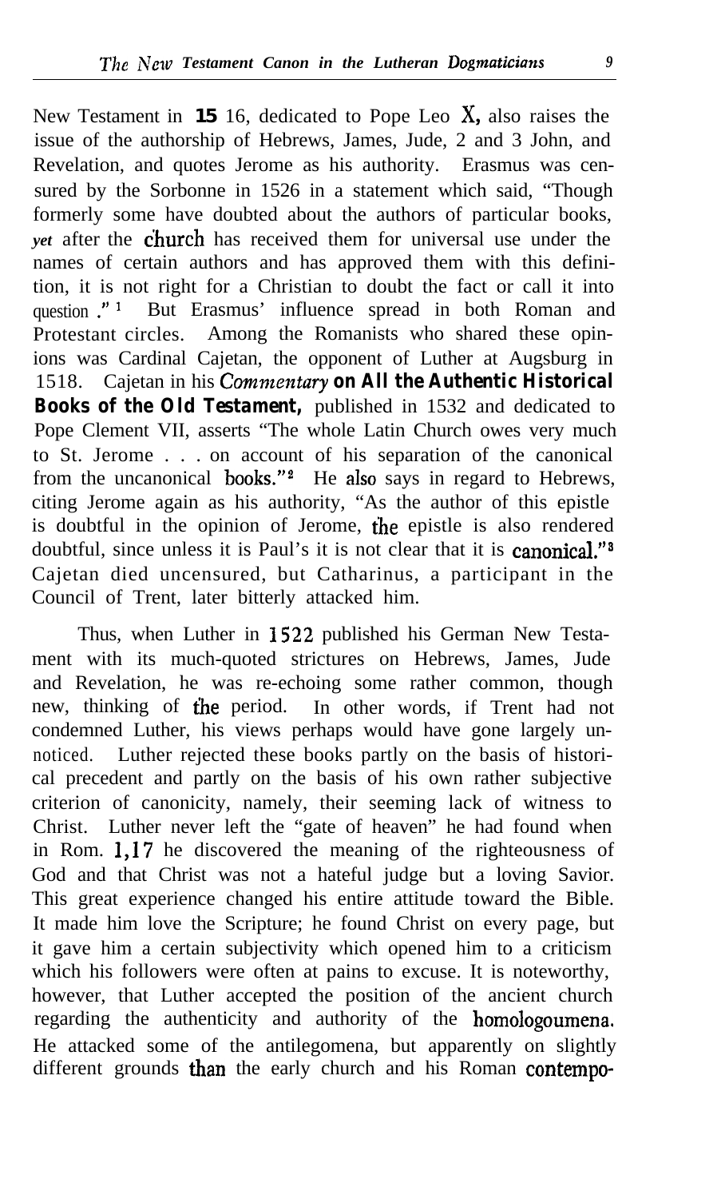New Testament in 1516, dedicated to Pope Leo X, also raises the issue of the authorship of Hebrews, James, Jude, 2 and 3 John, and Revelation, and quotes Jerome as his authority. Erasmus was censured by the Sorbonne in 1526 in a statement which said, "Though formerly some have doubted about the authors of particular books, *yet* after the church has received them for universal use under the names of certain authors and has approved them with this definition, it is not right for a Christian to doubt the fact or call it into question." [1] But Erasmus' influence spread in both Roman and Protestant circles. Among the Romanists who shared these opinions was Cardinal Cajetan, the opponent of Luther at Augsburg in 1518. Cajetan in his *Commentary* **on All the Authentic Historical Books of the Old Testament,** published in 1532 and dedicated to Pope Clement VII, asserts "The whole Latin Church owes very much to St. Jerome . . . on account of his separation of the canonical from the uncanonical books." [2] He also says in regard to Hebrews, citing Jerome again as his authority, "As the author of this epistle is doubtful in the opinion of Jerome, the epistle is also rendered doubtful, since unless it is Paul's it is not clear that it is canonical." [3] Cajetan died uncensured, but Catharinus, a participant in the Council of Trent, later bitterly attacked him.

Thus, when Luther in 1522 published his German New Testament with its much-quoted strictures on Hebrews, James, Jude and Revelation, he was re-echoing some rather common, though new, thinking of the period. In other words, if Trent had not condemned Luther, his views perhaps would have gone largely unnoticed. Luther rejected these books partly on the basis of historical precedent and partly on the basis of his own rather subjective criterion of canonicity, namely, their seeming lack of witness to Christ. Luther never left the "gate of heaven" he had found when in Rom. 1,17 he discovered the meaning of the righteousness of God and that Christ was not a hateful judge but a loving Savior. This great experience changed his entire attitude toward the Bible. It made him love the Scripture; he found Christ on every page, but it gave him a certain subjectivity which opened him to a criticism which his followers were often at pains to excuse. It is noteworthy, however, that Luther accepted the position of the ancient church regarding the authenticity and authority of the homologoumena. He attacked some of the antilegomena, but apparently on slightly different grounds than the early church and his Roman contempo-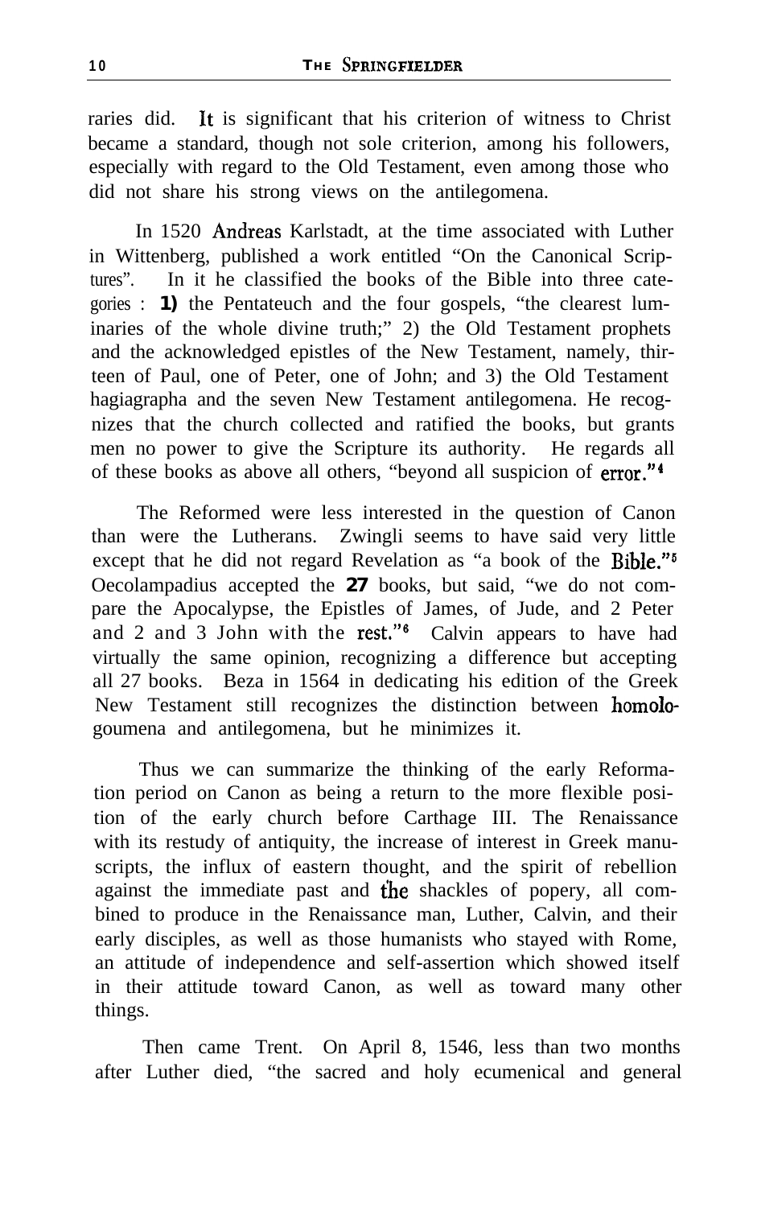raries did. It is significant that his criterion of witness to Christ became a standard, though not sole criterion, among his followers, especially with regard to the Old Testament, even among those who did not share his strong views on the antilegomena.

In 1520 Andreas Karlstadt, at the time associated with Luther in Wittenberg, published a work entitled "On the Canonical Scriptures". In it he classified the books of the Bible into three categories : 1) the Pentateuch and the four gospels, "the clearest luminaries of the whole divine truth;" 2) the Old Testament prophets and the acknowledged epistles of the New Testament, namely, thirteen of Paul, one of Peter, one of John; and 3) the Old Testament hagiagrapha and the seven New Testament antilegomena. He recognizes that the church collected and ratified the books, but grants men no power to give the Scripture its authority. He regards all of these books as above all others, "beyond all suspicion of error."[4]

The Reformed were less interested in the question of Canon than were the Lutherans. Zwingli seems to have said very little except that he did not regard Revelation as "a book of the Bible."[5] Oecolampadius accepted the 27 books, but said, "we do not compare the Apocalypse, the Epistles of James, of Jude, and 2 Peter and 2 and 3 John with the rest."[6] Calvin appears to have had virtually the same opinion, recognizing a difference but accepting all 27 books. Beza in 1564 in dedicating his edition of the Greek New Testament still recognizes the distinction between homologoumena and antilegomena, but he minimizes it.

Thus we can summarize the thinking of the early Reformation period on Canon as being a return to the more flexible position of the early church before Carthage III. The Renaissance with its restudy of antiquity, the increase of interest in Greek manuscripts, the influx of eastern thought, and the spirit of rebellion against the immediate past and the shackles of popery, all combined to produce in the Renaissance man, Luther, Calvin, and their early disciples, as well as those humanists who stayed with Rome, an attitude of independence and self-assertion which showed itself in their attitude toward Canon, as well as toward many other things.

Then came Trent. On April 8, 1546, less than two months after Luther died, "the sacred and holy ecumenical and general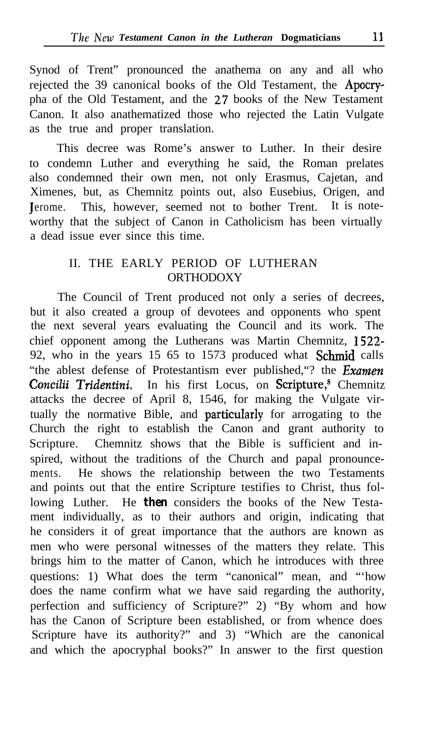Synod of Trent" pronounced the anathema on any and all who rejected the 39 canonical books of the Old Testament, the Apocrypha of the Old Testament, and the 27 books of the New Testament Canon. It also anathematized those who rejected the Latin Vulgate as the true and proper translation.

This decree was Rome's answer to Luther. In their desire to condemn Luther and everything he said, the Roman prelates also condemned their own men, not only Erasmus, Cajetan, and Ximenes, but, as Chemnitz points out, also Eusebius, Origen, and Jerome. This, however, seemed not to bother Trent. It is noteworthy that the subject of Canon in Catholicism has been virtually a dead issue ever since this time.

## II. THE EARLY PERIOD OF LUTHERAN ORTHODOXY

The Council of Trent produced not only a series of decrees, but it also created a group of devotees and opponents who spent the next several years evaluating the Council and its work. The chief opponent among the Lutherans was Martin Chemnitz, 1522-92, who in the years 1565 to 1573 produced what Schmid calls "the ablest defense of Protestantism ever published,"[7] the *Examen Concilii Tridentini.* In his first Locus, on Scripture,[8] Chemnitz attacks the decree of April 8, 1546, for making the Vulgate virtually the normative Bible, and particularly for arrogating to the Church the right to establish the Canon and grant authority to Scripture. Chemnitz shows that the Bible is sufficient and inspired, without the traditions of the Church and papal pronouncements. He shows the relationship between the two Testaments and points out that the entire Scripture testifies to Christ, thus following Luther. He then considers the books of the New Testament individually, as to their authors and origin, indicating that he considers it of great importance that the authors are known as men who were personal witnesses of the matters they relate. This brings him to the matter of Canon, which he introduces with three questions: 1) What does the term "canonical" mean, and "how does the name confirm what we have said regarding the authority, perfection and sufficiency of Scripture?" 2) "By whom and how has the Canon of Scripture been established, or from whence does Scripture have its authority?" and 3) "Which are the canonical and which the apocryphal books?" In answer to the first question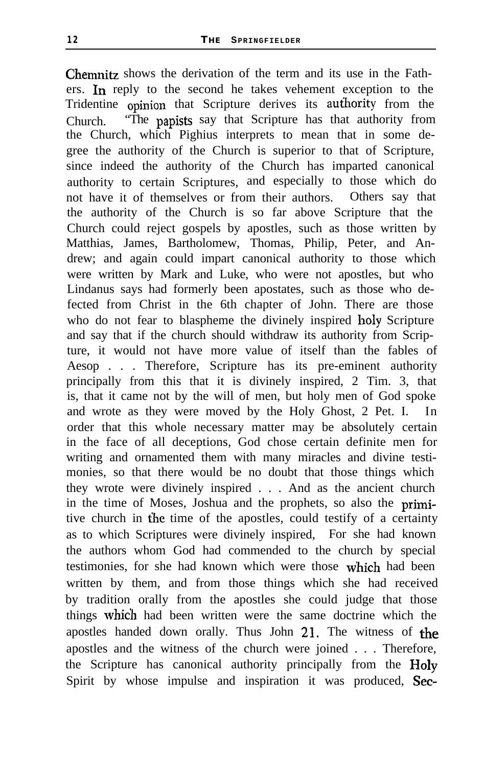Chemnitz shows the derivation of the term and its use in the Fathers. In reply to the second he takes vehement exception to the Tridentine opinion that Scripture derives its authority from the Church. "The papists say that Scripture has that authority from the Church, which Pighius interprets to mean that in some degree the authority of the Church is superior to that of Scripture, since indeed the authority of the Church has imparted canonical authority to certain Scriptures, and especially to those which do not have it of themselves or from their authors. Others say that the authority of the Church is so far above Scripture that the Church could reject gospels by apostles, such as those written by Matthias, James, Bartholomew, Thomas, Philip, Peter, and Andrew; and again could impart canonical authority to those which were written by Mark and Luke, who were not apostles, but who Lindanus says had formerly been apostates, such as those who defected from Christ in the 6th chapter of John. There are those who do not fear to blaspheme the divinely inspired holy Scripture and say that if the church should withdraw its authority from Scripture, it would not have more value of itself than the fables of Aesop . . . Therefore, Scripture has its pre-eminent authority principally from this that it is divinely inspired, 2 Tim. 3, that is, that it came not by the will of men, but holy men of God spoke and wrote as they were moved by the Holy Ghost, 2 Pet. I. In order that this whole necessary matter may be absolutely certain in the face of all deceptions, God chose certain definite men for writing and ornamented them with many miracles and divine testimonies, so that there would be no doubt that those things which they wrote were divinely inspired . . . And as the ancient church in the time of Moses, Joshua and the prophets, so also the primitive church in the time of the apostles, could testify of a certainty as to which Scriptures were divinely inspired, For she had known the authors whom God had commended to the church by special testimonies, for she had known which were those which had been written by them, and from those things which she had received by tradition orally from the apostles she could judge that those things which had been written were the same doctrine which the apostles handed down orally. Thus John 21. The witness of the apostles and the witness of the church were joined . . . Therefore, the Scripture has canonical authority principally from the Holy Spirit by whose impulse and inspiration it was produced, Sec-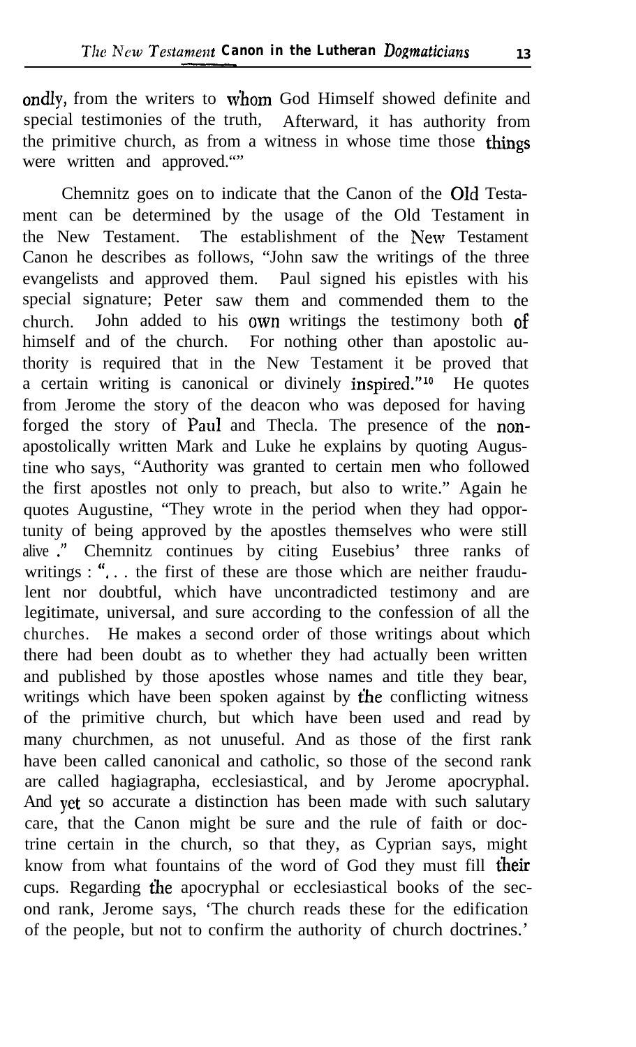ondly, from the writers to whom God Himself showed definite and special testimonies of the truth, Afterward, it has authority from the primitive church, as from a witness in whose time those things were written and approved."[9]

Chemnitz goes on to indicate that the Canon of the Old Testament can be determined by the usage of the Old Testament in the New Testament. The establishment of the New Testament Canon he describes as follows, "John saw the writings of the three evangelists and approved them. Paul signed his epistles with his special signature; Peter saw them and commended them to the church. John added to his own writings the testimony both of himself and of the church. For nothing other than apostolic authority is required that in the New Testament it be proved that a certain writing is canonical or divinely inspired."[10] He quotes from Jerome the story of the deacon who was deposed for having forged the story of Paul and Thecla. The presence of the non-apostolically written Mark and Luke he explains by quoting Augustine who says, "Authority was granted to certain men who followed the first apostles not only to preach, but also to write." Again he quotes Augustine, "They wrote in the period when they had opportunity of being approved by the apostles themselves who were still alive." Chemnitz continues by citing Eusebius' three ranks of writings: ". . . the first of these are those which are neither fraudulent nor doubtful, which have uncontradicted testimony and are legitimate, universal, and sure according to the confession of all the churches. He makes a second order of those writings about which there had been doubt as to whether they had actually been written and published by those apostles whose names and title they bear, writings which have been spoken against by the conflicting witness of the primitive church, but which have been used and read by many churchmen, as not unuseful. And as those of the first rank have been called canonical and catholic, so those of the second rank are called hagiagrapha, ecclesiastical, and by Jerome apocryphal. And yet so accurate a distinction has been made with such salutary care, that the Canon might be sure and the rule of faith or doctrine certain in the church, so that they, as Cyprian says, might know from what fountains of the word of God they must fill their cups. Regarding the apocryphal or ecclesiastical books of the second rank, Jerome says, 'The church reads these for the edification of the people, but not to confirm the authority of church doctrines.'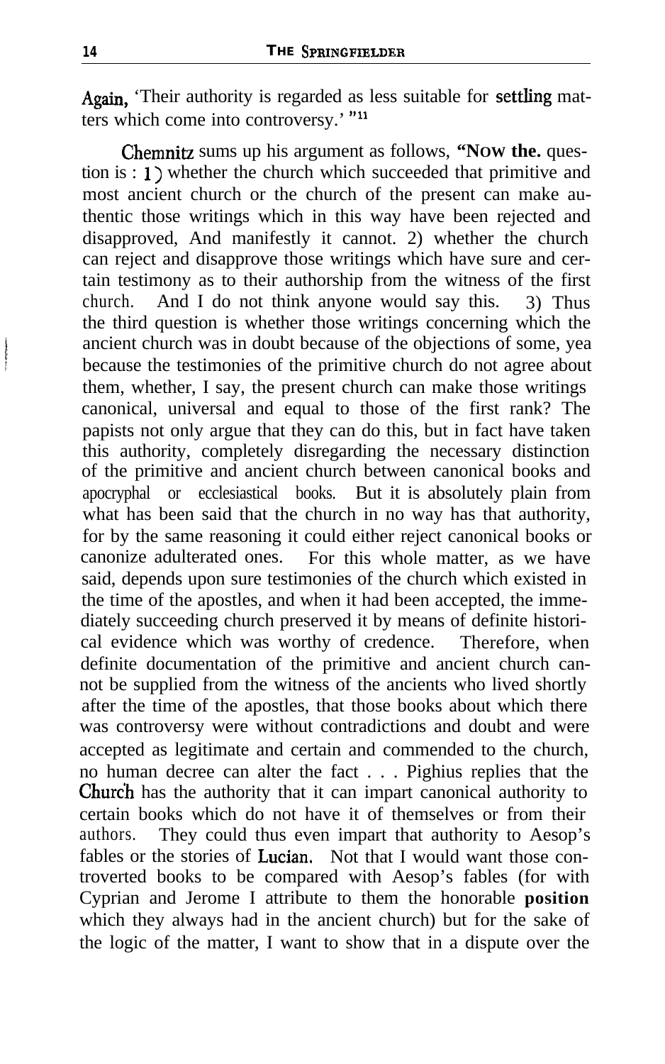Again, 'Their authority is regarded as less suitable for settling matters which come into controversy.' "[11]

Chemnitz sums up his argument as follows, "NOW the. question is : 1) whether the church which succeeded that primitive and most ancient church or the church of the present can make authentic those writings which in this way have been rejected and disapproved, And manifestly it cannot. 2) whether the church can reject and disapprove those writings which have sure and certain testimony as to their authorship from the witness of the first church. And I do not think anyone would say this. 3) Thus the third question is whether those writings concerning which the ancient church was in doubt because of the objections of some, yea because the testimonies of the primitive church do not agree about them, whether, I say, the present church can make those writings canonical, universal and equal to those of the first rank? The papists not only argue that they can do this, but in fact have taken this authority, completely disregarding the necessary distinction of the primitive and ancient church between canonical books and apocryphal or ecclesiastical books. But it is absolutely plain from what has been said that the church in no way has that authority, for by the same reasoning it could either reject canonical books or canonize adulterated ones. For this whole matter, as we have said, depends upon sure testimonies of the church which existed in the time of the apostles, and when it had been accepted, the immediately succeeding church preserved it by means of definite historical evidence which was worthy of credence. Therefore, when definite documentation of the primitive and ancient church cannot be supplied from the witness of the ancients who lived shortly after the time of the apostles, that those books about which there was controversy were without contradictions and doubt and were accepted as legitimate and certain and commended to the church, no human decree can alter the fact . . . Pighius replies that the Church has the authority that it can impart canonical authority to certain books which do not have it of themselves or from their authors. They could thus even impart that authority to Aesop's fables or the stories of Lucian. Not that I would want those controverted books to be compared with Aesop's fables (for with Cyprian and Jerome I attribute to them the honorable position which they always had in the ancient church) but for the sake of the logic of the matter, I want to show that in a dispute over the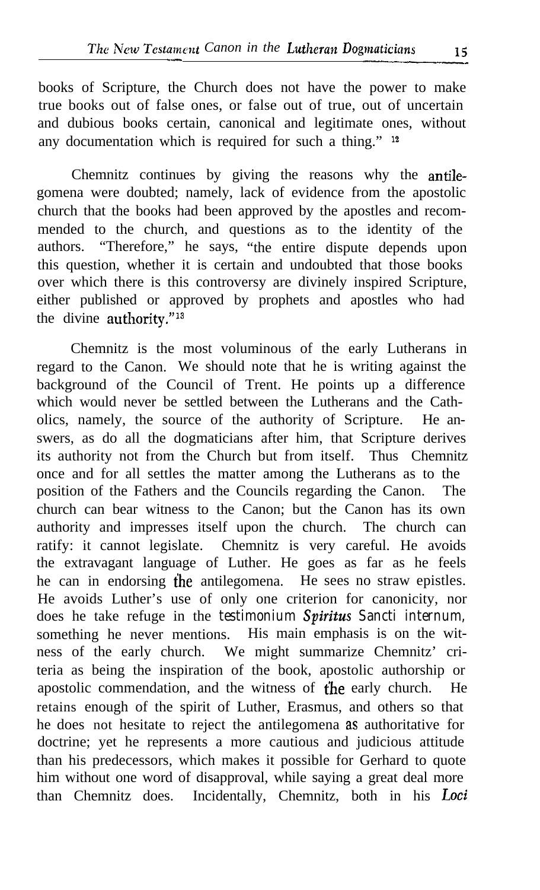books of Scripture, the Church does not have the power to make true books out of false ones, or false out of true, out of uncertain and dubious books certain, canonical and legitimate ones, without any documentation which is required for such a thing." [12]

Chemnitz continues by giving the reasons why the antilegomena were doubted; namely, lack of evidence from the apostolic church that the books had been approved by the apostles and recommended to the church, and questions as to the identity of the authors. "Therefore," he says, "the entire dispute depends upon this question, whether it is certain and undoubted that those books over which there is this controversy are divinely inspired Scripture, either published or approved by prophets and apostles who had the divine authority."[13]

Chemnitz is the most voluminous of the early Lutherans in regard to the Canon. We should note that he is writing against the background of the Council of Trent. He points up a difference which would never be settled between the Lutherans and the Catholics, namely, the source of the authority of Scripture. He answers, as do all the dogmaticians after him, that Scripture derives its authority not from the Church but from itself. Thus Chemnitz once and for all settles the matter among the Lutherans as to the position of the Fathers and the Councils regarding the Canon. The church can bear witness to the Canon; but the Canon has its own authority and impresses itself upon the church. The church can ratify: it cannot legislate. Chemnitz is very careful. He avoids the extravagant language of Luther. He goes as far as he feels he can in endorsing the antilegomena. He sees no straw epistles. He avoids Luther's use of only one criterion for canonicity, nor does he take refuge in the *testimonium Spiritus Sancti internum,* something he never mentions. His main emphasis is on the witness of the early church. We might summarize Chemnitz' criteria as being the inspiration of the book, apostolic authorship or apostolic commendation, and the witness of the early church. He retains enough of the spirit of Luther, Erasmus, and others so that he does not hesitate to reject the antilegomena as authoritative for doctrine; yet he represents a more cautious and judicious attitude than his predecessors, which makes it possible for Gerhard to quote him without one word of disapproval, while saying a great deal more than Chemnitz does. Incidentally, Chemnitz, both in his *Loci*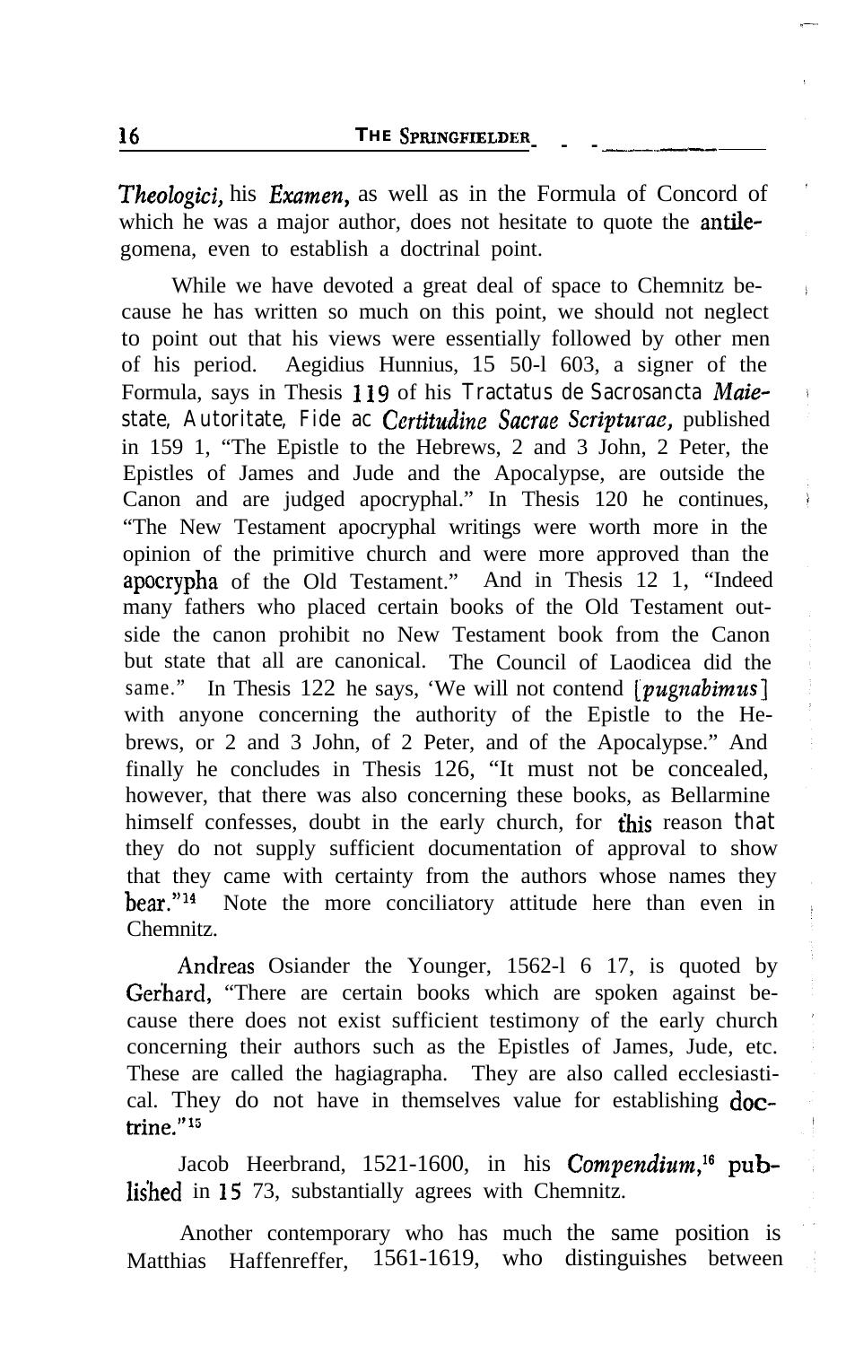*Theologici,* his *Examen,* as well as in the Formula of Concord of which he was a major author, does not hesitate to quote the antilegomena, even to establish a doctrinal point.

While we have devoted a great deal of space to Chemnitz because he has written so much on this point, we should not neglect to point out that his views were essentially followed by other men of his period. Aegidius Hunnius, 1550-1603, a signer of the Formula, says in Thesis 119 of his *Tractatus de Sacrosancta Maiestate, Autoritate, Fide ac Certitudine Sacrae Scripturae,* published in 1591, "The Epistle to the Hebrews, 2 and 3 John, 2 Peter, the Epistles of James and Jude and the Apocalypse, are outside the Canon and are judged apocryphal." In Thesis 120 he continues, "The New Testament apocryphal writings were worth more in the opinion of the primitive church and were more approved than the apocrypha of the Old Testament." And in Thesis 121, "Indeed many fathers who placed certain books of the Old Testament outside the canon prohibit no New Testament book from the Canon but state that all are canonical. The Council of Laodicea did the same." In Thesis 122 he says, 'We will not contend [*pugnabimus*] with anyone concerning the authority of the Epistle to the Hebrews, or 2 and 3 John, of 2 Peter, and of the Apocalypse." And finally he concludes in Thesis 126, "It must not be concealed, however, that there was also concerning these books, as Bellarmine himself confesses, doubt in the early church, for this reason that they do not supply sufficient documentation of approval to show that they came with certainty from the authors whose names they bear."[14] Note the more conciliatory attitude here than even in Chemnitz.

Andreas Osiander the Younger, 1562-1617, is quoted by Gerhard, "There are certain books which are spoken against because there does not exist sufficient testimony of the early church concerning their authors such as the Epistles of James, Jude, etc. These are called the hagiagrapha. They are also called ecclesiastical. They do not have in themselves value for establishing doctrine."[15]

Jacob Heerbrand, 1521-1600, in his *Compendium,*[16] published in 1573, substantially agrees with Chemnitz.

Another contemporary who has much the same position is Matthias Haffenreffer, 1561-1619, who distinguishes between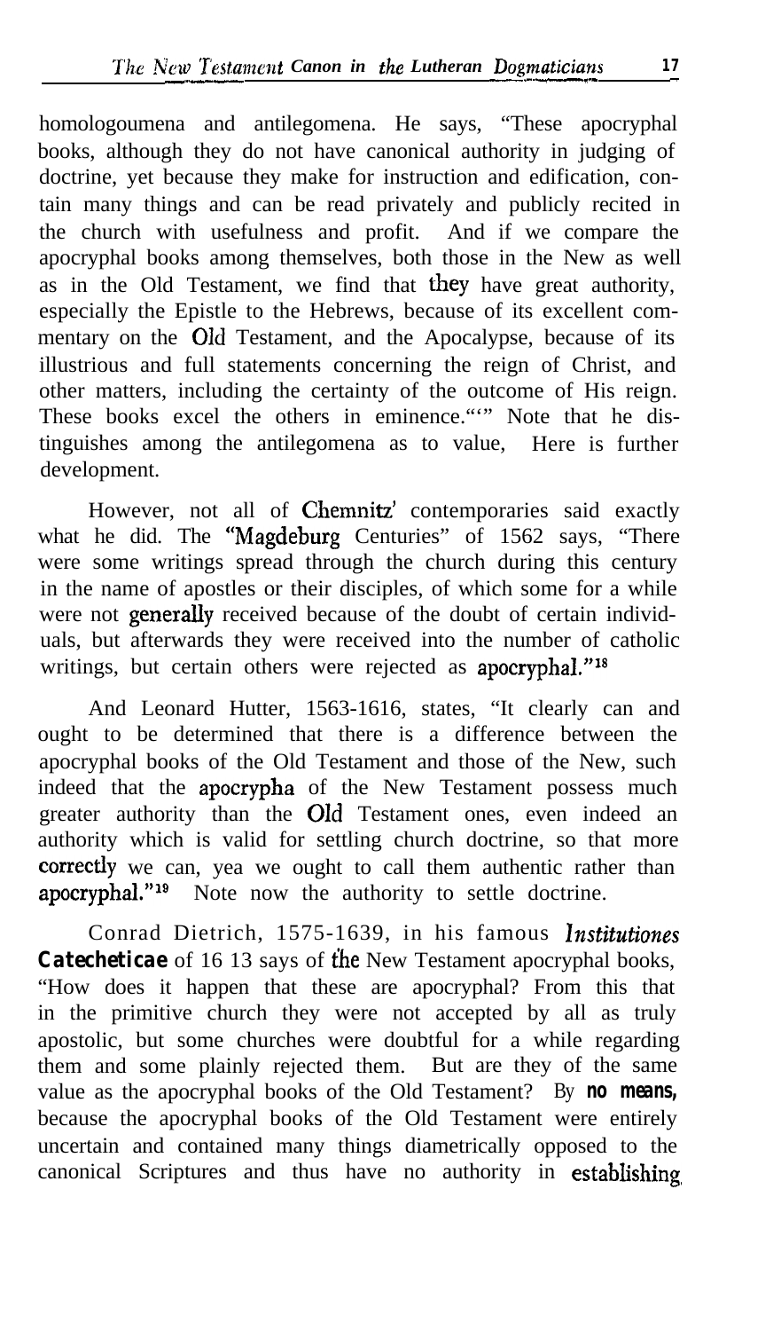homologoumena and antilegomena. He says, "These apocryphal books, although they do not have canonical authority in judging of doctrine, yet because they make for instruction and edification, contain many things and can be read privately and publicly recited in the church with usefulness and profit. And if we compare the apocryphal books among themselves, both those in the New as well as in the Old Testament, we find that they have great authority, especially the Epistle to the Hebrews, because of its excellent commentary on the Old Testament, and the Apocalypse, because of its illustrious and full statements concerning the reign of Christ, and other matters, including the certainty of the outcome of His reign. These books excel the others in eminence."[17] Note that he distinguishes among the antilegomena as to value, Here is further development.

However, not all of Chemnitz' contemporaries said exactly what he did. The "Magdeburg Centuries" of 1562 says, "There were some writings spread through the church during this century in the name of apostles or their disciples, of which some for a while were not generally received because of the doubt of certain individuals, but afterwards they were received into the number of catholic writings, but certain others were rejected as apocryphal."[18]

And Leonard Hutter, 1563-1616, states, "It clearly can and ought to be determined that there is a difference between the apocryphal books of the Old Testament and those of the New, such indeed that the apocrypha of the New Testament possess much greater authority than the Old Testament ones, even indeed an authority which is valid for settling church doctrine, so that more correctly we can, yea we ought to call them authentic rather than apocryphal."[19] Note now the authority to settle doctrine.

Conrad Dietrich, 1575-1639, in his famous *Institutiones Catecheticae* of 16 13 says of the New Testament apocryphal books, "How does it happen that these are apocryphal? From this that in the primitive church they were not accepted by all as truly apostolic, but some churches were doubtful for a while regarding them and some plainly rejected them. But are they of the same value as the apocryphal books of the Old Testament? By **no means,** because the apocryphal books of the Old Testament were entirely uncertain and contained many things diametrically opposed to the canonical Scriptures and thus have no authority in establishing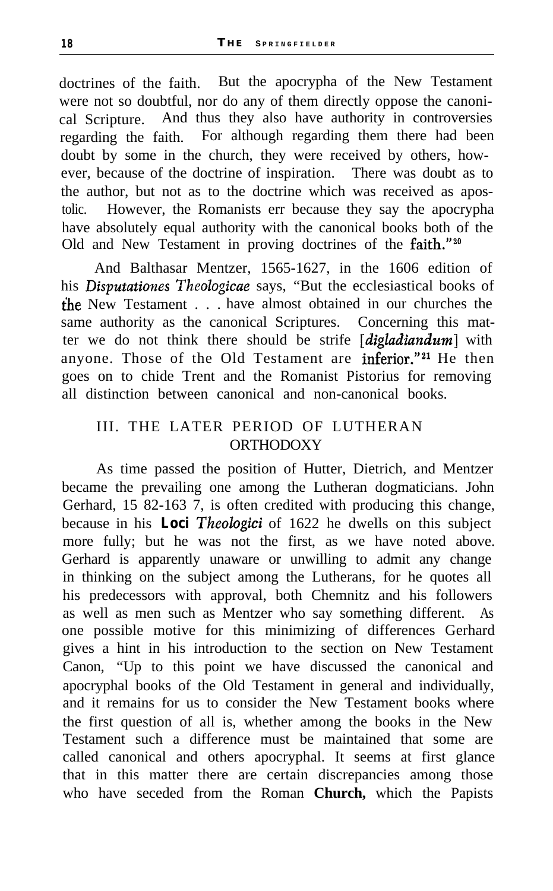doctrines of the faith. But the apocrypha of the New Testament were not so doubtful, nor do any of them directly oppose the canonical Scripture. And thus they also have authority in controversies regarding the faith. For although regarding them there had been doubt by some in the church, they were received by others, however, because of the doctrine of inspiration. There was doubt as to the author, but not as to the doctrine which was received as apostolic. However, the Romanists err because they say the apocrypha have absolutely equal authority with the canonical books both of the Old and New Testament in proving doctrines of the faith."[20]

And Balthasar Mentzer, 1565-1627, in the 1606 edition of his *Disputationes Theologicae* says, "But the ecclesiastical books of the New Testament . . . have almost obtained in our churches the same authority as the canonical Scriptures. Concerning this matter we do not think there should be strife [*digladiandum*] with anyone. Those of the Old Testament are inferior."[21] He then goes on to chide Trent and the Romanist Pistorius for removing all distinction between canonical and non-canonical books.

## III. THE LATER PERIOD OF LUTHERAN ORTHODOXY

As time passed the position of Hutter, Dietrich, and Mentzer became the prevailing one among the Lutheran dogmaticians. John Gerhard, 1582-1637, is often credited with producing this change, because in his *Loci Theologici* of 1622 he dwells on this subject more fully; but he was not the first, as we have noted above. Gerhard is apparently unaware or unwilling to admit any change in thinking on the subject among the Lutherans, for he quotes all his predecessors with approval, both Chemnitz and his followers as well as men such as Mentzer who say something different. As one possible motive for this minimizing of differences Gerhard gives a hint in his introduction to the section on New Testament Canon, "Up to this point we have discussed the canonical and apocryphal books of the Old Testament in general and individually, and it remains for us to consider the New Testament books where the first question of all is, whether among the books in the New Testament such a difference must be maintained that some are called canonical and others apocryphal. It seems at first glance that in this matter there are certain discrepancies among those who have seceded from the Roman Church, which the Papists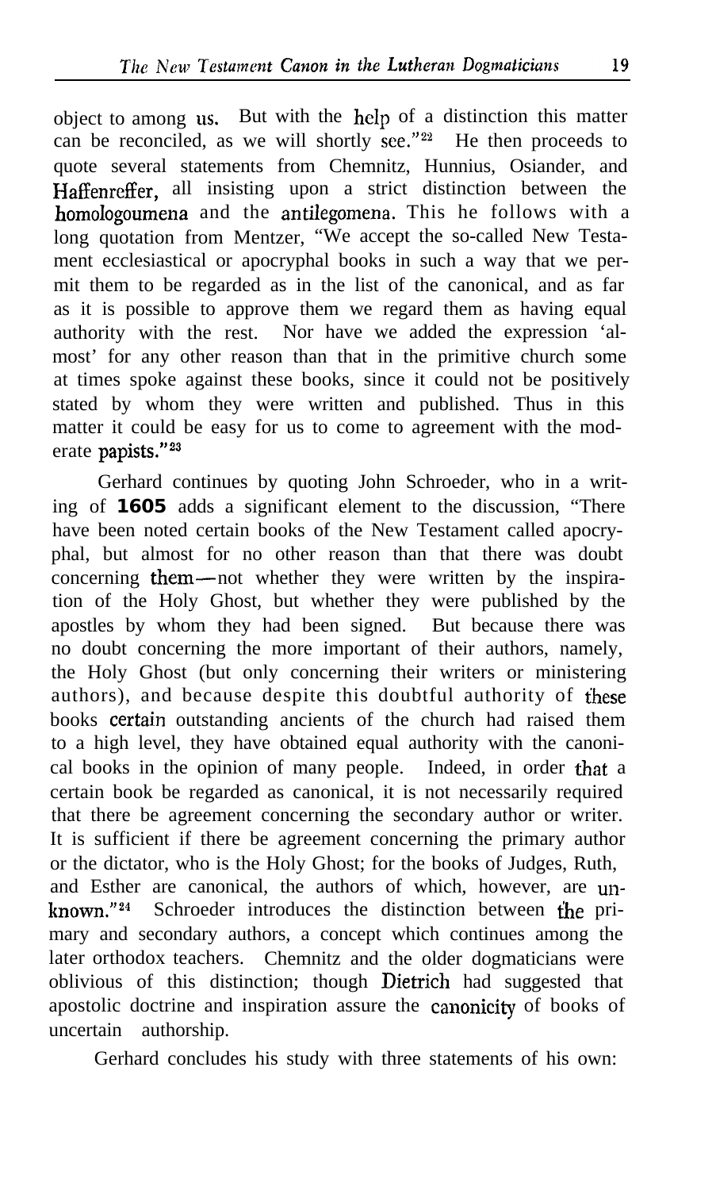object to among us. But with the help of a distinction this matter can be reconciled, as we will shortly see."[22] He then proceeds to quote several statements from Chemnitz, Hunnius, Osiander, and Haffenreffer, all insisting upon a strict distinction between the homologoumena and the antilegomena. This he follows with a long quotation from Mentzer, "We accept the so-called New Testament ecclesiastical or apocryphal books in such a way that we permit them to be regarded as in the list of the canonical, and as far as it is possible to approve them we regard them as having equal authority with the rest. Nor have we added the expression 'almost' for any other reason than that in the primitive church some at times spoke against these books, since it could not be positively stated by whom they were written and published. Thus in this matter it could be easy for us to come to agreement with the moderate papists."[23]

Gerhard continues by quoting John Schroeder, who in a writing of 1605 adds a significant element to the discussion, "There have been noted certain books of the New Testament called apocryphal, but almost for no other reason than that there was doubt concerning them—not whether they were written by the inspiration of the Holy Ghost, but whether they were published by the apostles by whom they had been signed. But because there was no doubt concerning the more important of their authors, namely, the Holy Ghost (but only concerning their writers or ministering authors), and because despite this doubtful authority of these books certain outstanding ancients of the church had raised them to a high level, they have obtained equal authority with the canonical books in the opinion of many people. Indeed, in order that a certain book be regarded as canonical, it is not necessarily required that there be agreement concerning the secondary author or writer. It is sufficient if there be agreement concerning the primary author or the dictator, who is the Holy Ghost; for the books of Judges, Ruth, and Esther are canonical, the authors of which, however, are unknown."[24] Schroeder introduces the distinction between the primary and secondary authors, a concept which continues among the later orthodox teachers. Chemnitz and the older dogmaticians were oblivious of this distinction; though Dietrich had suggested that apostolic doctrine and inspiration assure the canonicity of books of uncertain authorship.

Gerhard concludes his study with three statements of his own: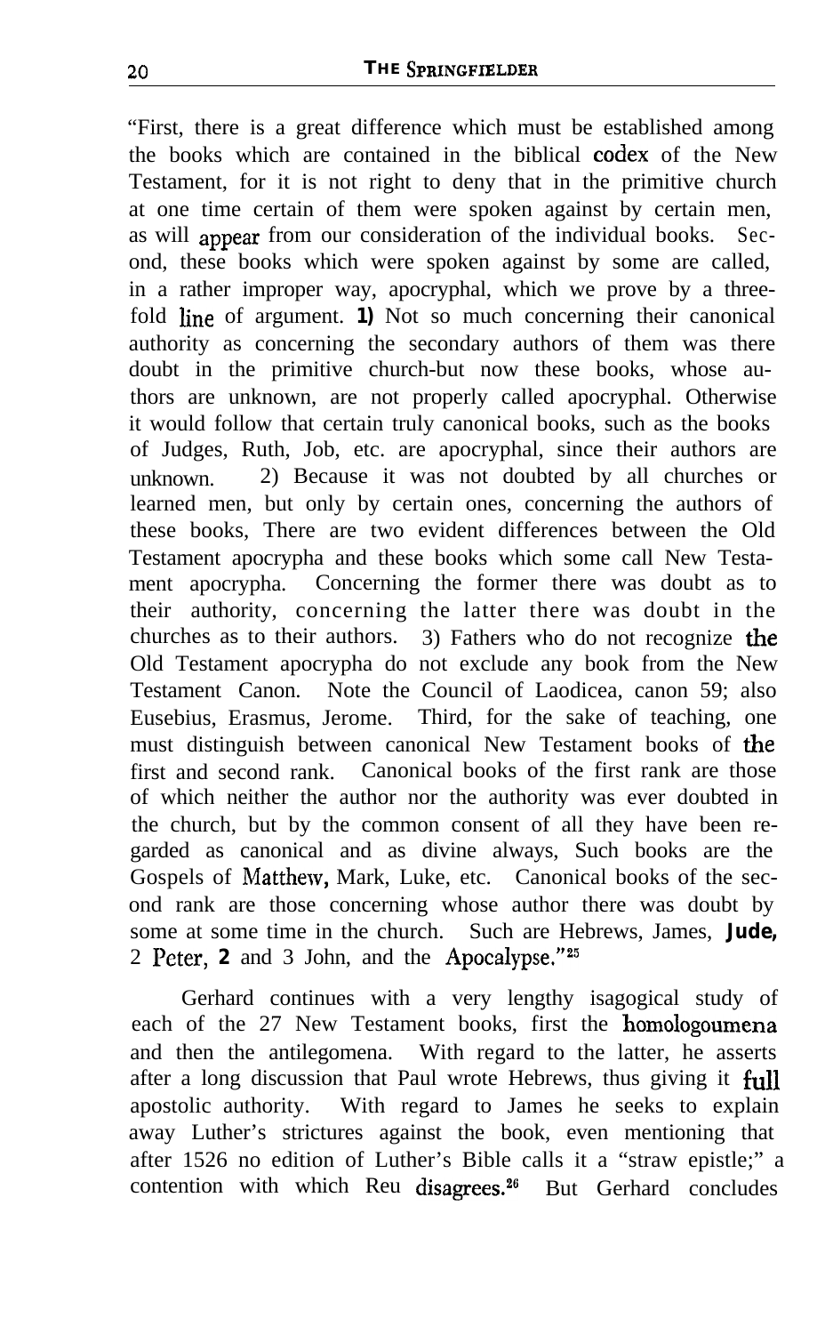"First, there is a great difference which must be established among the books which are contained in the biblical codex of the New Testament, for it is not right to deny that in the primitive church at one time certain of them were spoken against by certain men, as will appear from our consideration of the individual books. Second, these books which were spoken against by some are called, in a rather improper way, apocryphal, which we prove by a threefold line of argument. 1) Not so much concerning their canonical authority as concerning the secondary authors of them was there doubt in the primitive church-but now these books, whose authors are unknown, are not properly called apocryphal. Otherwise it would follow that certain truly canonical books, such as the books of Judges, Ruth, Job, etc. are apocryphal, since their authors are unknown. 2) Because it was not doubted by all churches or learned men, but only by certain ones, concerning the authors of these books, There are two evident differences between the Old Testament apocrypha and these books which some call New Testament apocrypha. Concerning the former there was doubt as to their authority, concerning the latter there was doubt in the churches as to their authors. 3) Fathers who do not recognize the Old Testament apocrypha do not exclude any book from the New Testament Canon. Note the Council of Laodicea, canon 59; also Eusebius, Erasmus, Jerome. Third, for the sake of teaching, one must distinguish between canonical New Testament books of the first and second rank. Canonical books of the first rank are those of which neither the author nor the authority was ever doubted in the church, but by the common consent of all they have been regarded as canonical and as divine always, Such books are the Gospels of Matthew, Mark, Luke, etc. Canonical books of the second rank are those concerning whose author there was doubt by some at some time in the church. Such are Hebrews, James, Jude, 2 Peter, 2 and 3 John, and the Apocalypse."[25]

Gerhard continues with a very lengthy isagogical study of each of the 27 New Testament books, first the homologoumena and then the antilegomena. With regard to the latter, he asserts after a long discussion that Paul wrote Hebrews, thus giving it full apostolic authority. With regard to James he seeks to explain away Luther's strictures against the book, even mentioning that after 1526 no edition of Luther's Bible calls it a "straw epistle;" a contention with which Reu disagrees.[26] But Gerhard concludes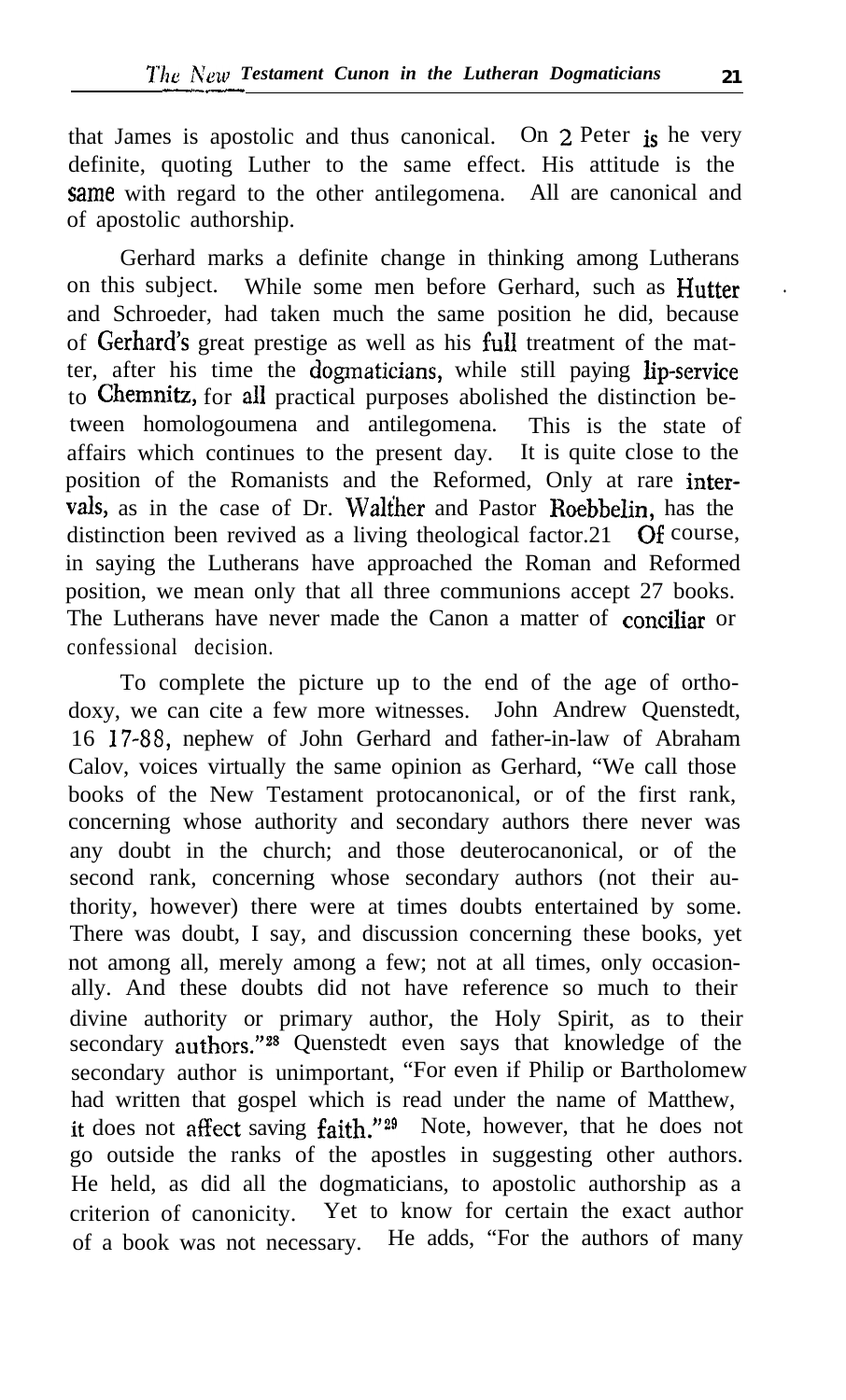that James is apostolic and thus canonical. On 2 Peter is he very definite, quoting Luther to the same effect. His attitude is the same with regard to the other antilegomena. All are canonical and of apostolic authorship.

Gerhard marks a definite change in thinking among Lutherans on this subject. While some men before Gerhard, such as Hutter and Schroeder, had taken much the same position he did, because of Gerhard's great prestige as well as his full treatment of the matter, after his time the dogmaticians, while still paying lip-service to Chemnitz, for all practical purposes abolished the distinction between homologoumena and antilegomena. This is the state of affairs which continues to the present day. It is quite close to the position of the Romanists and the Reformed, Only at rare intervals, as in the case of Dr. Walther and Pastor Roebbelin, has the distinction been revived as a living theological factor.[21] Of course, in saying the Lutherans have approached the Roman and Reformed position, we mean only that all three communions accept 27 books. The Lutherans have never made the Canon a matter of conciliar or confessional decision.

To complete the picture up to the end of the age of orthodoxy, we can cite a few more witnesses. John Andrew Quenstedt, 1617-88, nephew of John Gerhard and father-in-law of Abraham Calov, voices virtually the same opinion as Gerhard, "We call those books of the New Testament protocanonical, or of the first rank, concerning whose authority and secondary authors there never was any doubt in the church; and those deuterocanonical, or of the second rank, concerning whose secondary authors (not their authority, however) there were at times doubts entertained by some. There was doubt, I say, and discussion concerning these books, yet not among all, merely among a few; not at all times, only occasionally. And these doubts did not have reference so much to their divine authority or primary author, the Holy Spirit, as to their secondary authors."[28] Quenstedt even says that knowledge of the secondary author is unimportant, "For even if Philip or Bartholomew had written that gospel which is read under the name of Matthew, it does not affect saving faith."[29] Note, however, that he does not go outside the ranks of the apostles in suggesting other authors. He held, as did all the dogmaticians, to apostolic authorship as a criterion of canonicity. Yet to know for certain the exact author of a book was not necessary. He adds, "For the authors of many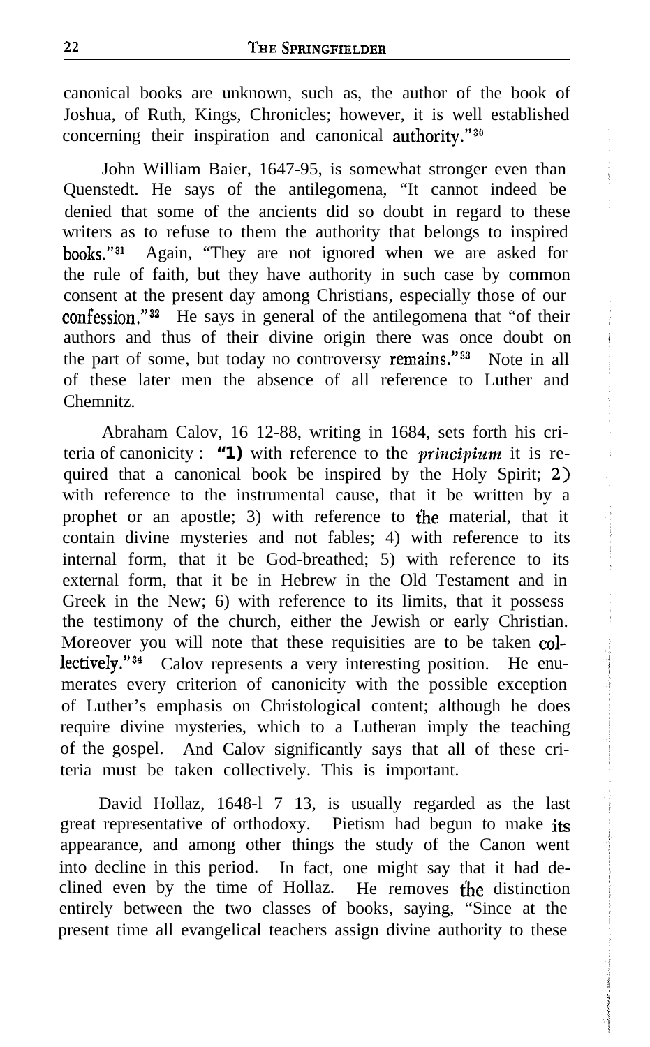canonical books are unknown, such as, the author of the book of Joshua, of Ruth, Kings, Chronicles; however, it is well established concerning their inspiration and canonical authority."[30]

John William Baier, 1647-95, is somewhat stronger even than Quenstedt. He says of the antilegomena, "It cannot indeed be denied that some of the ancients did so doubt in regard to these writers as to refuse to them the authority that belongs to inspired books."[31] Again, "They are not ignored when we are asked for the rule of faith, but they have authority in such case by common consent at the present day among Christians, especially those of our confession."[32] He says in general of the antilegomena that "of their authors and thus of their divine origin there was once doubt on the part of some, but today no controversy remains."[33] Note in all of these later men the absence of all reference to Luther and Chemnitz.

Abraham Calov, 16 12-88, writing in 1684, sets forth his criteria of canonicity : "1) with reference to the *principium* it is required that a canonical book be inspired by the Holy Spirit; 2) with reference to the instrumental cause, that it be written by a prophet or an apostle; 3) with reference to the material, that it contain divine mysteries and not fables; 4) with reference to its internal form, that it be God-breathed; 5) with reference to its external form, that it be in Hebrew in the Old Testament and in Greek in the New; 6) with reference to its limits, that it possess the testimony of the church, either the Jewish or early Christian. Moreover you will note that these requisities are to be taken collectively."[34] Calov represents a very interesting position. He enumerates every criterion of canonicity with the possible exception of Luther's emphasis on Christological content; although he does require divine mysteries, which to a Lutheran imply the teaching of the gospel. And Calov significantly says that all of these criteria must be taken collectively. This is important.

David Hollaz, 1648-l 7 13, is usually regarded as the last great representative of orthodoxy. Pietism had begun to make its appearance, and among other things the study of the Canon went into decline in this period. In fact, one might say that it had declined even by the time of Hollaz. He removes the distinction entirely between the two classes of books, saying, "Since at the present time all evangelical teachers assign divine authority to these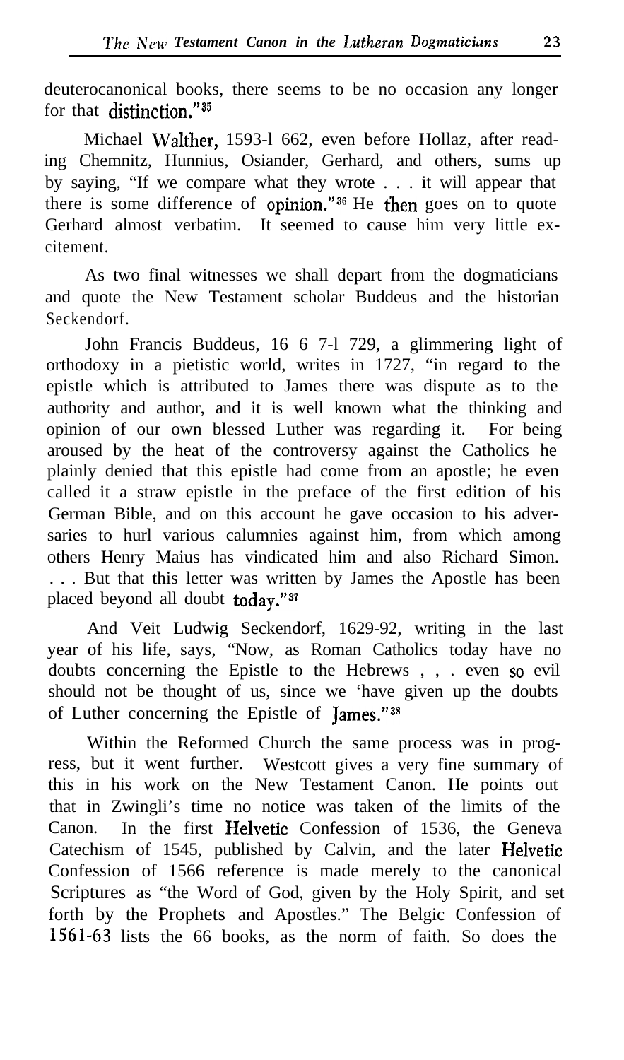deuterocanonical books, there seems to be no occasion any longer for that distinction."[35]

Michael Walther, 1593-1 662, even before Hollaz, after reading Chemnitz, Hunnius, Osiander, Gerhard, and others, sums up by saying, "If we compare what they wrote . . . it will appear that there is some difference of opinion."[36] He then goes on to quote Gerhard almost verbatim. It seemed to cause him very little excitement.

As two final witnesses we shall depart from the dogmaticians and quote the New Testament scholar Buddeus and the historian Seckendorf.

John Francis Buddeus, 16 6 7-1 729, a glimmering light of orthodoxy in a pietistic world, writes in 1727, "in regard to the epistle which is attributed to James there was dispute as to the authority and author, and it is well known what the thinking and opinion of our own blessed Luther was regarding it. For being aroused by the heat of the controversy against the Catholics he plainly denied that this epistle had come from an apostle; he even called it a straw epistle in the preface of the first edition of his German Bible, and on this account he gave occasion to his adversaries to hurl various calumnies against him, from which among others Henry Maius has vindicated him and also Richard Simon. . . . But that this letter was written by James the Apostle has been placed beyond all doubt today."[37]

And Veit Ludwig Seckendorf, 1629-92, writing in the last year of his life, says, "Now, as Roman Catholics today have no doubts concerning the Epistle to the Hebrews , , . even so evil should not be thought of us, since we 'have given up the doubts of Luther concerning the Epistle of James."[38]

Within the Reformed Church the same process was in progress, but it went further. Westcott gives a very fine summary of this in his work on the New Testament Canon. He points out that in Zwingli's time no notice was taken of the limits of the Canon. In the first Helvetic Confession of 1536, the Geneva Catechism of 1545, published by Calvin, and the later Helvetic Confession of 1566 reference is made merely to the canonical Scriptures as "the Word of God, given by the Holy Spirit, and set forth by the Prophets and Apostles." The Belgic Confession of 1561-63 lists the 66 books, as the norm of faith. So does the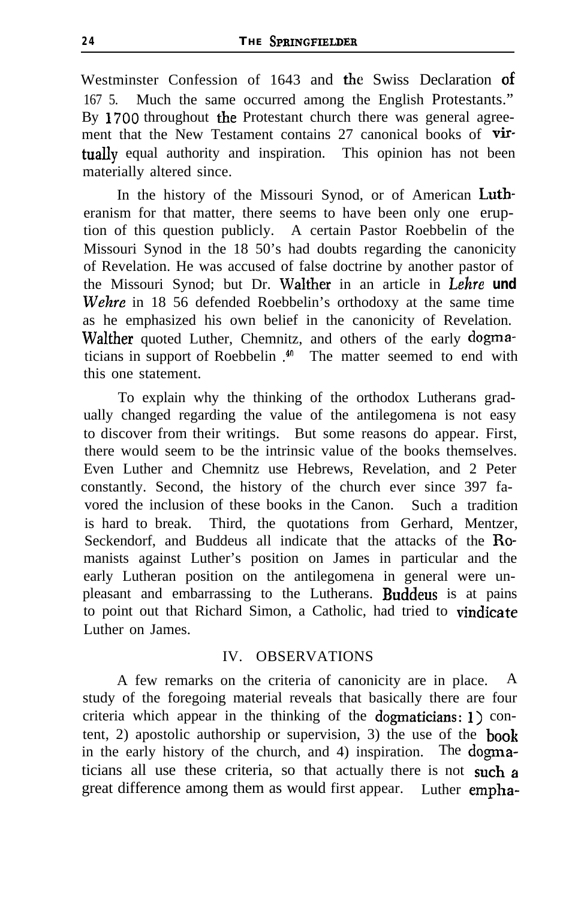Westminster Confession of 1643 and the Swiss Declaration of 1675. Much the same occurred among the English Protestants." By 1700 throughout the Protestant church there was general agreement that the New Testament contains 27 canonical books of virtually equal authority and inspiration. This opinion has not been materially altered since.

In the history of the Missouri Synod, or of American Lutheranism for that matter, there seems to have been only one eruption of this question publicly. A certain Pastor Roebbelin of the Missouri Synod in the 1850's had doubts regarding the canonicity of Revelation. He was accused of false doctrine by another pastor of the Missouri Synod; but Dr. Walther in an article in *Lehre und Wehre* in 1856 defended Roebbelin's orthodoxy at the same time as he emphasized his own belief in the canonicity of Revelation. Walther quoted Luther, Chemnitz, and others of the early dogmaticians in support of Roebbelin.[40] The matter seemed to end with this one statement.

To explain why the thinking of the orthodox Lutherans gradually changed regarding the value of the antilegomena is not easy to discover from their writings. But some reasons do appear. First, there would seem to be the intrinsic value of the books themselves. Even Luther and Chemnitz use Hebrews, Revelation, and 2 Peter constantly. Second, the history of the church ever since 397 favored the inclusion of these books in the Canon. Such a tradition is hard to break. Third, the quotations from Gerhard, Mentzer, Seckendorf, and Buddeus all indicate that the attacks of the Romanists against Luther's position on James in particular and the early Lutheran position on the antilegomena in general were unpleasant and embarrassing to the Lutherans. Buddeus is at pains to point out that Richard Simon, a Catholic, had tried to vindicate Luther on James.

## IV. OBSERVATIONS

A few remarks on the criteria of canonicity are in place. A study of the foregoing material reveals that basically there are four criteria which appear in the thinking of the dogmaticians: 1) content, 2) apostolic authorship or supervision, 3) the use of the book in the early history of the church, and 4) inspiration. The dogmaticians all use these criteria, so that actually there is not such a great difference among them as would first appear. Luther empha-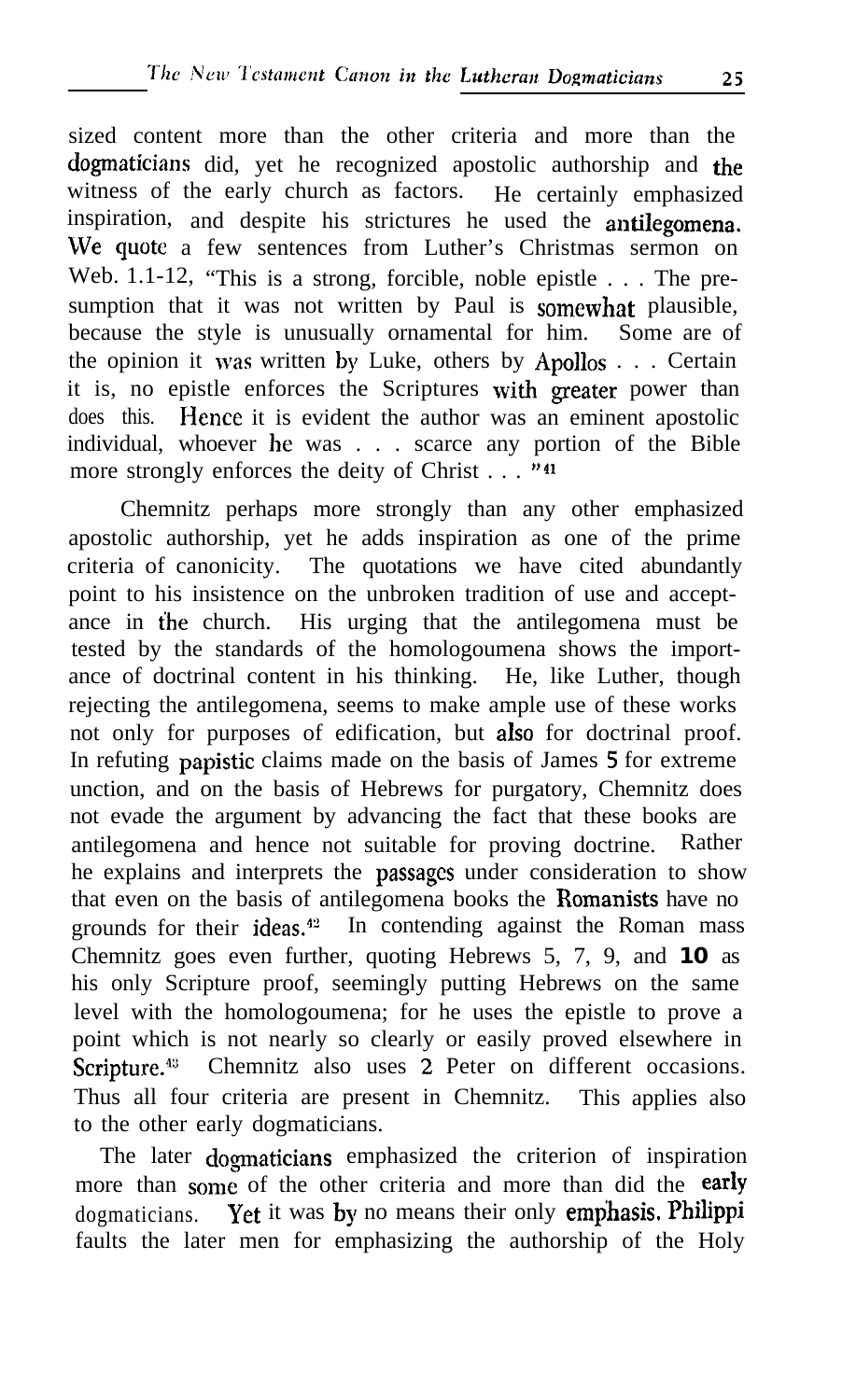sized content more than the other criteria and more than the dogmaticians did, yet he recognized apostolic authorship and the witness of the early church as factors. He certainly emphasized inspiration, and despite his strictures he used the antilegomena. We quote a few sentences from Luther's Christmas sermon on Web. 1.1-12, "This is a strong, forcible, noble epistle . . . The presumption that it was not written by Paul is somewhat plausible, because the style is unusually ornamental for him. Some are of the opinion it was written by Luke, others by Apollos . . . Certain it is, no epistle enforces the Scriptures with greater power than does this. Hence it is evident the author was an eminent apostolic individual, whoever he was . . . scarce any portion of the Bible more strongly enforces the deity of Christ . . . "[41]

Chemnitz perhaps more strongly than any other emphasized apostolic authorship, yet he adds inspiration as one of the prime criteria of canonicity. The quotations we have cited abundantly point to his insistence on the unbroken tradition of use and acceptance in the church. His urging that the antilegomena must be tested by the standards of the homologoumena shows the importance of doctrinal content in his thinking. He, like Luther, though rejecting the antilegomena, seems to make ample use of these works not only for purposes of edification, but also for doctrinal proof. In refuting papistic claims made on the basis of James 5 for extreme unction, and on the basis of Hebrews for purgatory, Chemnitz does not evade the argument by advancing the fact that these books are antilegomena and hence not suitable for proving doctrine. Rather he explains and interprets the passages under consideration to show that even on the basis of antilegomena books the Romanists have no grounds for their ideas.[42] In contending against the Roman mass Chemnitz goes even further, quoting Hebrews 5, 7, 9, and **10** as his only Scripture proof, seemingly putting Hebrews on the same level with the homologoumena; for he uses the epistle to prove a point which is not nearly so clearly or easily proved elsewhere in Scripture.[43] Chemnitz also uses 2 Peter on different occasions. Thus all four criteria are present in Chemnitz. This applies also to the other early dogmaticians.

The later dogmaticians emphasized the criterion of inspiration more than some of the other criteria and more than did the early dogmaticians. Yet it was by no means their only emphasis. Philippi faults the later men for emphasizing the authorship of the Holy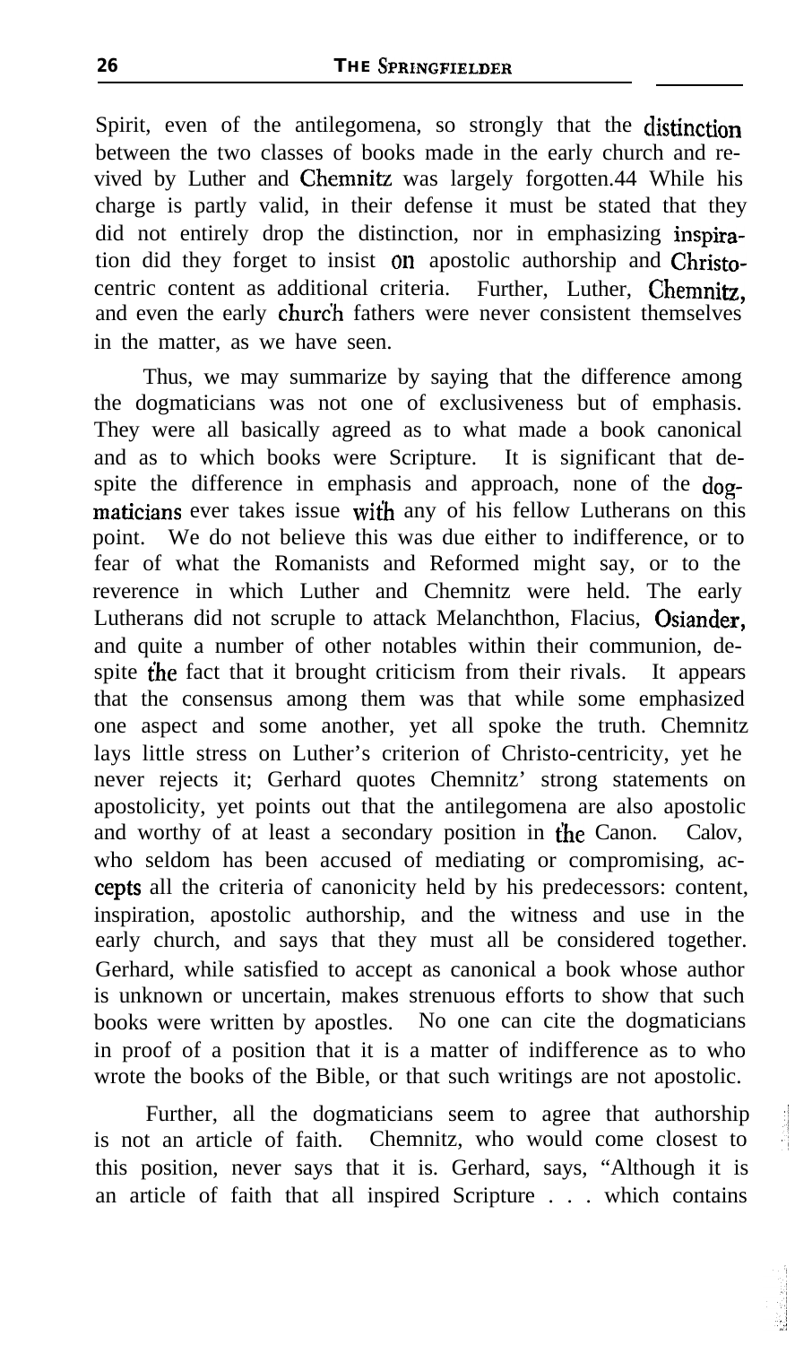Spirit, even of the antilegomena, so strongly that the distinction between the two classes of books made in the early church and revived by Luther and Chemnitz was largely forgotten.44 While his charge is partly valid, in their defense it must be stated that they did not entirely drop the distinction, nor in emphasizing inspiration did they forget to insist on apostolic authorship and Christocentric content as additional criteria. Further, Luther, Chemnitz, and even the early church fathers were never consistent themselves in the matter, as we have seen.

Thus, we may summarize by saying that the difference among the dogmaticians was not one of exclusiveness but of emphasis. They were all basically agreed as to what made a book canonical and as to which books were Scripture. It is significant that despite the difference in emphasis and approach, none of the dogmaticians ever takes issue with any of his fellow Lutherans on this point. We do not believe this was due either to indifference, or to fear of what the Romanists and Reformed might say, or to the reverence in which Luther and Chemnitz were held. The early Lutherans did not scruple to attack Melanchthon, Flacius, Osiander, and quite a number of other notables within their communion, despite the fact that it brought criticism from their rivals. It appears that the consensus among them was that while some emphasized one aspect and some another, yet all spoke the truth. Chemnitz lays little stress on Luther's criterion of Christo-centricity, yet he never rejects it; Gerhard quotes Chemnitz' strong statements on apostolicity, yet points out that the antilegomena are also apostolic and worthy of at least a secondary position in the Canon. Calov, who seldom has been accused of mediating or compromising, accepts all the criteria of canonicity held by his predecessors: content, inspiration, apostolic authorship, and the witness and use in the early church, and says that they must all be considered together. Gerhard, while satisfied to accept as canonical a book whose author is unknown or uncertain, makes strenuous efforts to show that such books were written by apostles. No one can cite the dogmaticians in proof of a position that it is a matter of indifference as to who wrote the books of the Bible, or that such writings are not apostolic.

Further, all the dogmaticians seem to agree that authorship is not an article of faith. Chemnitz, who would come closest to this position, never says that it is. Gerhard, says, "Although it is an article of faith that all inspired Scripture . . . which contains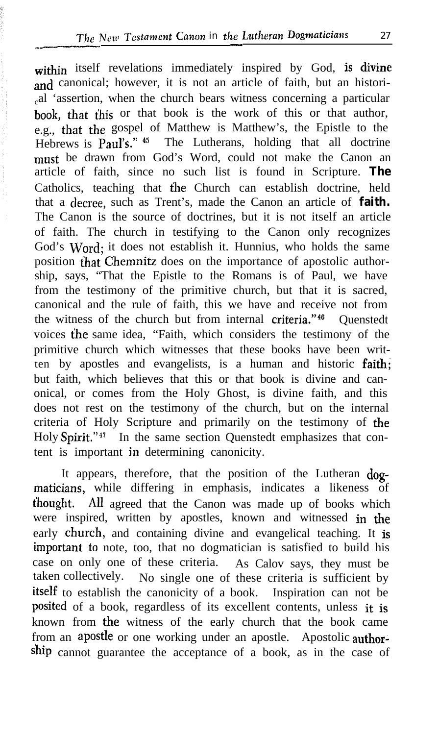within itself revelations immediately inspired by God, is divine and canonical; however, it is not an article of faith, but an historical 'assertion, when the church bears witness concerning a particular book, that this or that book is the work of this or that author, e.g., that the gospel of Matthew is Matthew's, the Epistle to the Hebrews is Paul's."[45] The Lutherans, holding that all doctrine must be drawn from God's Word, could not make the Canon an article of faith, since no such list is found in Scripture. The Catholics, teaching that the Church can establish doctrine, held that a decree, such as Trent's, made the Canon an article of faith. The Canon is the source of doctrines, but it is not itself an article of faith. The church in testifying to the Canon only recognizes God's Word; it does not establish it. Hunnius, who holds the same position that Chemnitz does on the importance of apostolic authorship, says, "That the Epistle to the Romans is of Paul, we have from the testimony of the primitive church, but that it is sacred, canonical and the rule of faith, this we have and receive not from the witness of the church but from internal criteria."[46] Quenstedt voices the same idea, "Faith, which considers the testimony of the primitive church which witnesses that these books have been written by apostles and evangelists, is a human and historic faith; but faith, which believes that this or that book is divine and canonical, or comes from the Holy Ghost, is divine faith, and this does not rest on the testimony of the church, but on the internal criteria of Holy Scripture and primarily on the testimony of the Holy Spirit."[47] In the same section Quenstedt emphasizes that content is important in determining canonicity.

It appears, therefore, that the position of the Lutheran dogmaticians, while differing in emphasis, indicates a likeness of thought. All agreed that the Canon was made up of books which were inspired, written by apostles, known and witnessed in the early church, and containing divine and evangelical teaching. It is important to note, too, that no dogmatician is satisfied to build his case on only one of these criteria. As Calov says, they must be taken collectively. No single one of these criteria is sufficient by itself to establish the canonicity of a book. Inspiration can not be posited of a book, regardless of its excellent contents, unless it is known from the witness of the early church that the book came from an apostle or one working under an apostle. Apostolic authorship cannot guarantee the acceptance of a book, as in the case of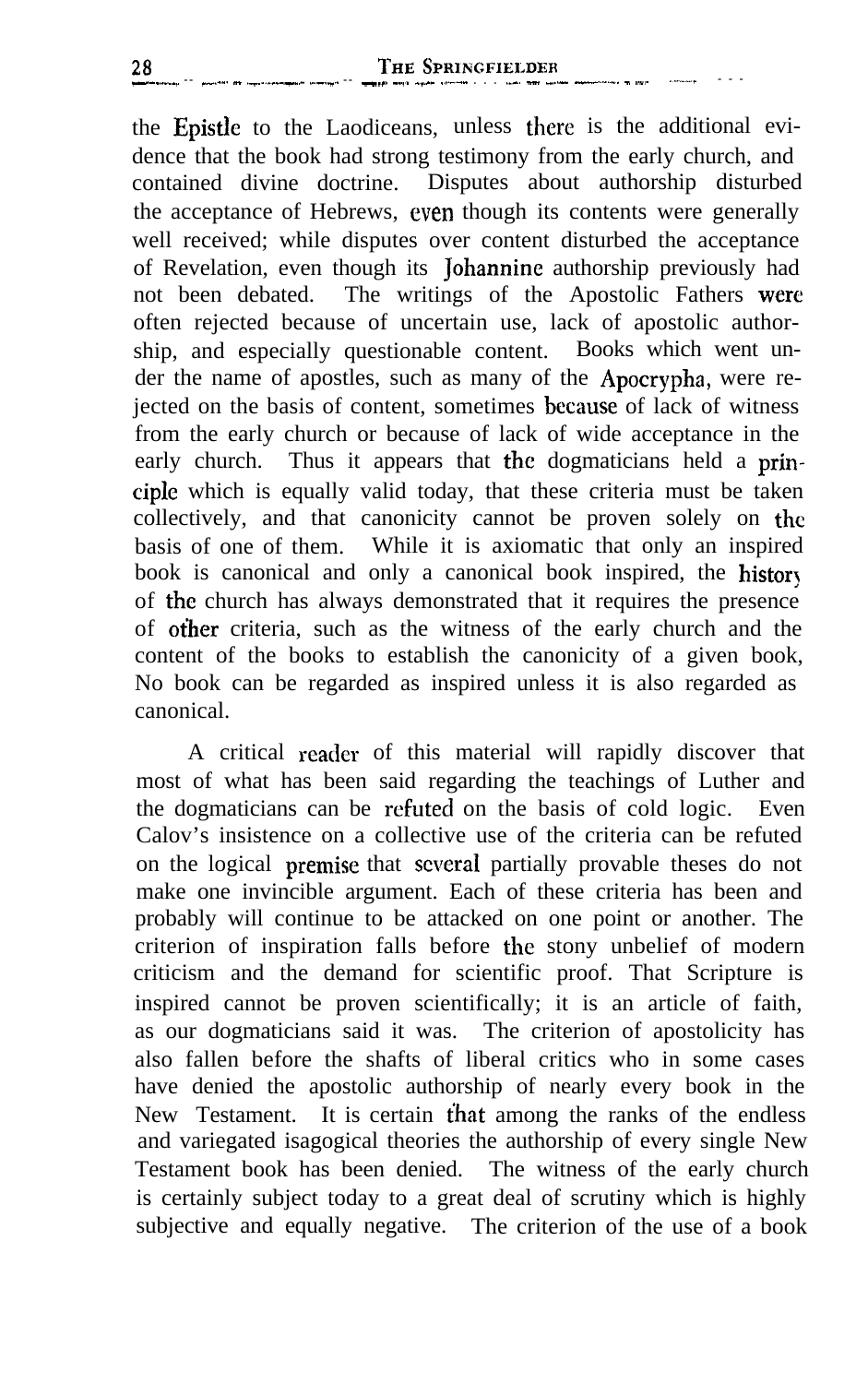the Epistle to the Laodiceans, unless there is the additional evidence that the book had strong testimony from the early church, and contained divine doctrine. Disputes about authorship disturbed the acceptance of Hebrews, even though its contents were generally well received; while disputes over content disturbed the acceptance of Revelation, even though its Johannine authorship previously had not been debated. The writings of the Apostolic Fathers were often rejected because of uncertain use, lack of apostolic authorship, and especially questionable content. Books which went under the name of apostles, such as many of the Apocrypha, were rejected on the basis of content, sometimes because of lack of witness from the early church or because of lack of wide acceptance in the early church. Thus it appears that the dogmaticians held a principle which is equally valid today, that these criteria must be taken collectively, and that canonicity cannot be proven solely on the basis of one of them. While it is axiomatic that only an inspired book is canonical and only a canonical book inspired, the history of the church has always demonstrated that it requires the presence of other criteria, such as the witness of the early church and the content of the books to establish the canonicity of a given book, No book can be regarded as inspired unless it is also regarded as canonical.

A critical reader of this material will rapidly discover that most of what has been said regarding the teachings of Luther and the dogmaticians can be refuted on the basis of cold logic. Even Calov's insistence on a collective use of the criteria can be refuted on the logical premise that several partially provable theses do not make one invincible argument. Each of these criteria has been and probably will continue to be attacked on one point or another. The criterion of inspiration falls before the stony unbelief of modern criticism and the demand for scientific proof. That Scripture is inspired cannot be proven scientifically; it is an article of faith, as our dogmaticians said it was. The criterion of apostolicity has also fallen before the shafts of liberal critics who in some cases have denied the apostolic authorship of nearly every book in the New Testament. It is certain that among the ranks of the endless and variegated isagogical theories the authorship of every single New Testament book has been denied. The witness of the early church is certainly subject today to a great deal of scrutiny which is highly subjective and equally negative. The criterion of the use of a book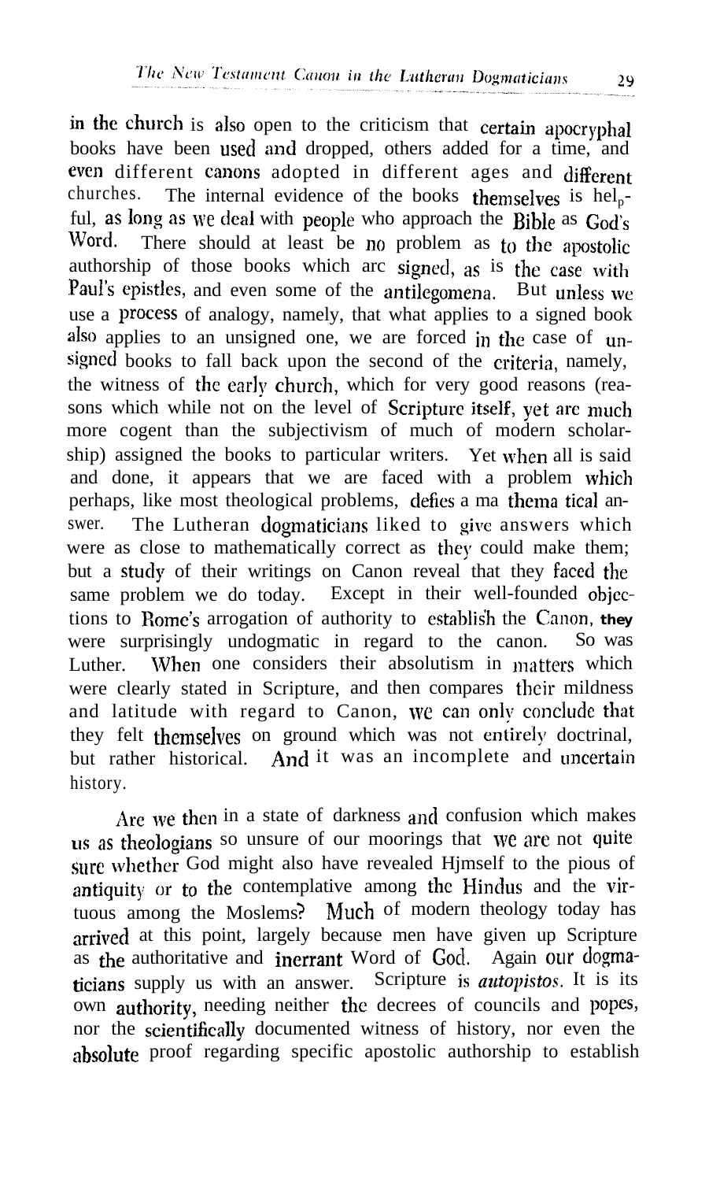in the church is also open to the criticism that certain apocryphal books have been used and dropped, others added for a time, and even different canons adopted in different ages and different churches. The internal evidence of the books themselves is helpful, as long as we deal with people who approach the Bible as God's Word. There should at least be no problem as to the apostolic authorship of those books which are signed, as is the case with Paul's epistles, and even some of the antilegomena. But unless we use a process of analogy, namely, that what applies to a signed book also applies to an unsigned one, we are forced in the case of unsigned books to fall back upon the second of the criteria, namely, the witness of the early church, which for very good reasons (reasons which while not on the level of Scripture itself, yet are much more cogent than the subjectivism of much of modern scholarship) assigned the books to particular writers. Yet when all is said and done, it appears that we are faced with a problem which perhaps, like most theological problems, defies a mathematical answer. The Lutheran dogmaticians liked to give answers which were as close to mathematically correct as they could make them; but a study of their writings on Canon reveal that they faced the same problem we do today. Except in their well-founded objections to Rome's arrogation of authority to establish the Canon, they were surprisingly undogmatic in regard to the canon. So was Luther. When one considers their absolutism in matters which were clearly stated in Scripture, and then compares their mildness and latitude with regard to Canon, we can only conclude that they felt themselves on ground which was not entirely doctrinal, but rather historical. And it was an incomplete and uncertain history.

Are we then in a state of darkness and confusion which makes us as theologians so unsure of our moorings that we are not quite sure whether God might also have revealed Himself to the pious of antiquity or to the contemplative among the Hindus and the virtuous among the Moslems? Much of modern theology today has arrived at this point, largely because men have given up Scripture as the authoritative and inerrant Word of God. Again our dogmaticians supply us with an answer. Scripture is *autopistos*. It is its own authority, needing neither the decrees of councils and popes, nor the scientifically documented witness of history, nor even the absolute proof regarding specific apostolic authorship to establish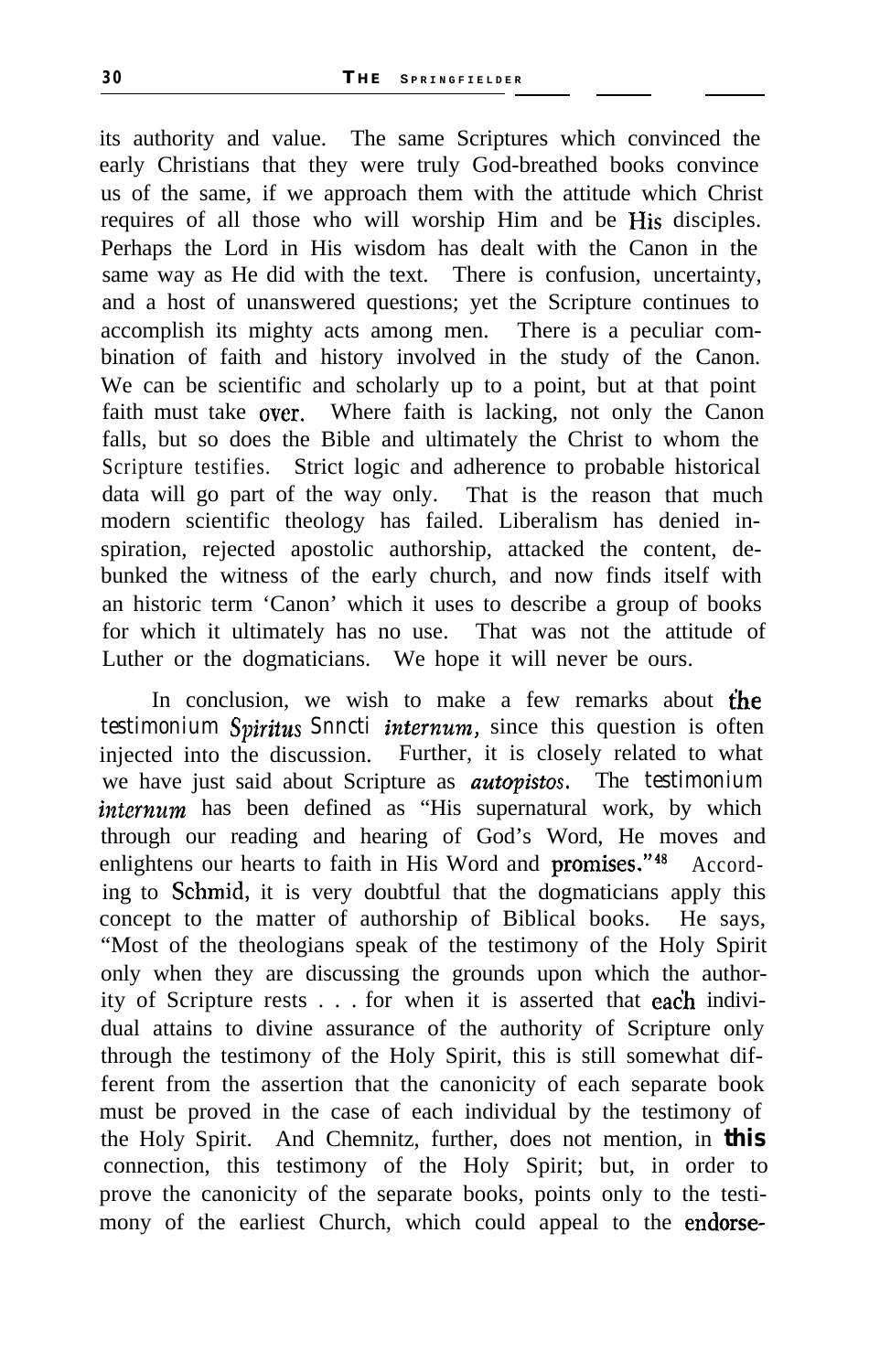its authority and value. The same Scriptures which convinced the early Christians that they were truly God-breathed books convince us of the same, if we approach them with the attitude which Christ requires of all those who will worship Him and be His disciples. Perhaps the Lord in His wisdom has dealt with the Canon in the same way as He did with the text. There is confusion, uncertainty, and a host of unanswered questions; yet the Scripture continues to accomplish its mighty acts among men. There is a peculiar combination of faith and history involved in the study of the Canon. We can be scientific and scholarly up to a point, but at that point faith must take over. Where faith is lacking, not only the Canon falls, but so does the Bible and ultimately the Christ to whom the Scripture testifies. Strict logic and adherence to probable historical data will go part of the way only. That is the reason that much modern scientific theology has failed. Liberalism has denied inspiration, rejected apostolic authorship, attacked the content, debunked the witness of the early church, and now finds itself with an historic term 'Canon' which it uses to describe a group of books for which it ultimately has no use. That was not the attitude of Luther or the dogmaticians. We hope it will never be ours.

In conclusion, we wish to make a few remarks about the *testimonium Spiritus Sancti internum,* since this question is often injected into the discussion. Further, it is closely related to what we have just said about Scripture as *autopistos*. The *testimonium internum* has been defined as "His supernatural work, by which through our reading and hearing of God's Word, He moves and enlightens our hearts to faith in His Word and promises."[48] According to Schmid, it is very doubtful that the dogmaticians apply this concept to the matter of authorship of Biblical books. He says, "Most of the theologians speak of the testimony of the Holy Spirit only when they are discussing the grounds upon which the authority of Scripture rests . . . for when it is asserted that each individual attains to divine assurance of the authority of Scripture only through the testimony of the Holy Spirit, this is still somewhat different from the assertion that the canonicity of each separate book must be proved in the case of each individual by the testimony of the Holy Spirit. And Chemnitz, further, does not mention, in **this** connection, this testimony of the Holy Spirit; but, in order to prove the canonicity of the separate books, points only to the testimony of the earliest Church, which could appeal to the endorse-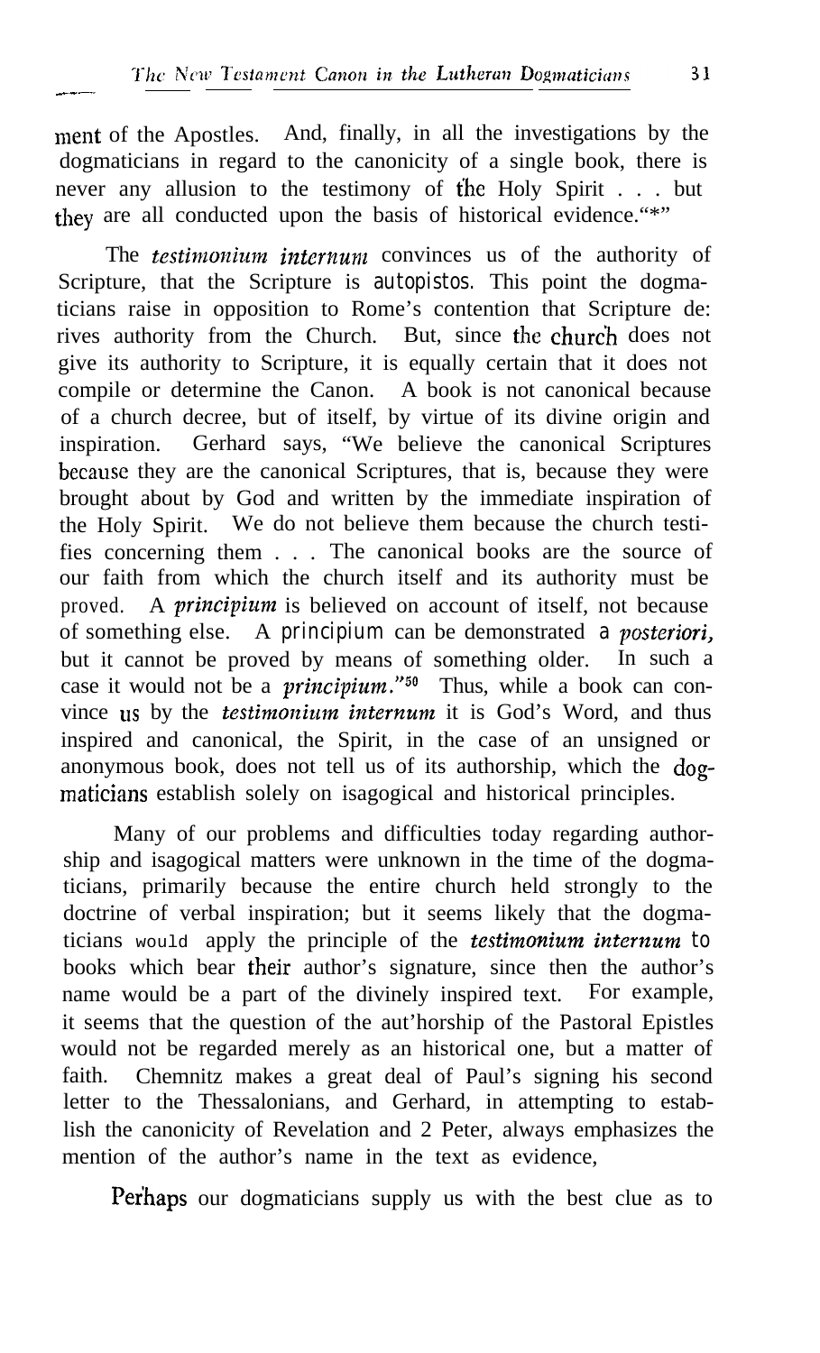ment of the Apostles. And, finally, in all the investigations by the dogmaticians in regard to the canonicity of a single book, there is never any allusion to the testimony of the Holy Spirit . . . but they are all conducted upon the basis of historical evidence."[49]

The *testimonium internum* convinces us of the authority of Scripture, that the Scripture is *autopistos*. This point the dogmaticians raise in opposition to Rome's contention that Scripture derives authority from the Church. But, since the church does not give its authority to Scripture, it is equally certain that it does not compile or determine the Canon. A book is not canonical because of a church decree, but of itself, by virtue of its divine origin and inspiration. Gerhard says, "We believe the canonical Scriptures because they are the canonical Scriptures, that is, because they were brought about by God and written by the immediate inspiration of the Holy Spirit. We do not believe them because the church testifies concerning them . . . The canonical books are the source of our faith from which the church itself and its authority must be proved. A *principium* is believed on account of itself, not because of something else. A *principium* can be demonstrated *a posteriori*, but it cannot be proved by means of something older. In such a case it would not be a *principium*."[50] Thus, while a book can convince us by the *testimonium internum* it is God's Word, and thus inspired and canonical, the Spirit, in the case of an unsigned or anonymous book, does not tell us of its authorship, which the dogmaticians establish solely on isagogical and historical principles.

Many of our problems and difficulties today regarding authorship and isagogical matters were unknown in the time of the dogmaticians, primarily because the entire church held strongly to the doctrine of verbal inspiration; but it seems likely that the dogmaticians would apply the principle of the *testimonium internum* to books which bear their author's signature, since then the author's name would be a part of the divinely inspired text. For example, it seems that the question of the authorship of the Pastoral Epistles would not be regarded merely as an historical one, but a matter of faith. Chemnitz makes a great deal of Paul's signing his second letter to the Thessalonians, and Gerhard, in attempting to establish the canonicity of Revelation and 2 Peter, always emphasizes the mention of the author's name in the text as evidence,

Perhaps our dogmaticians supply us with the best clue as to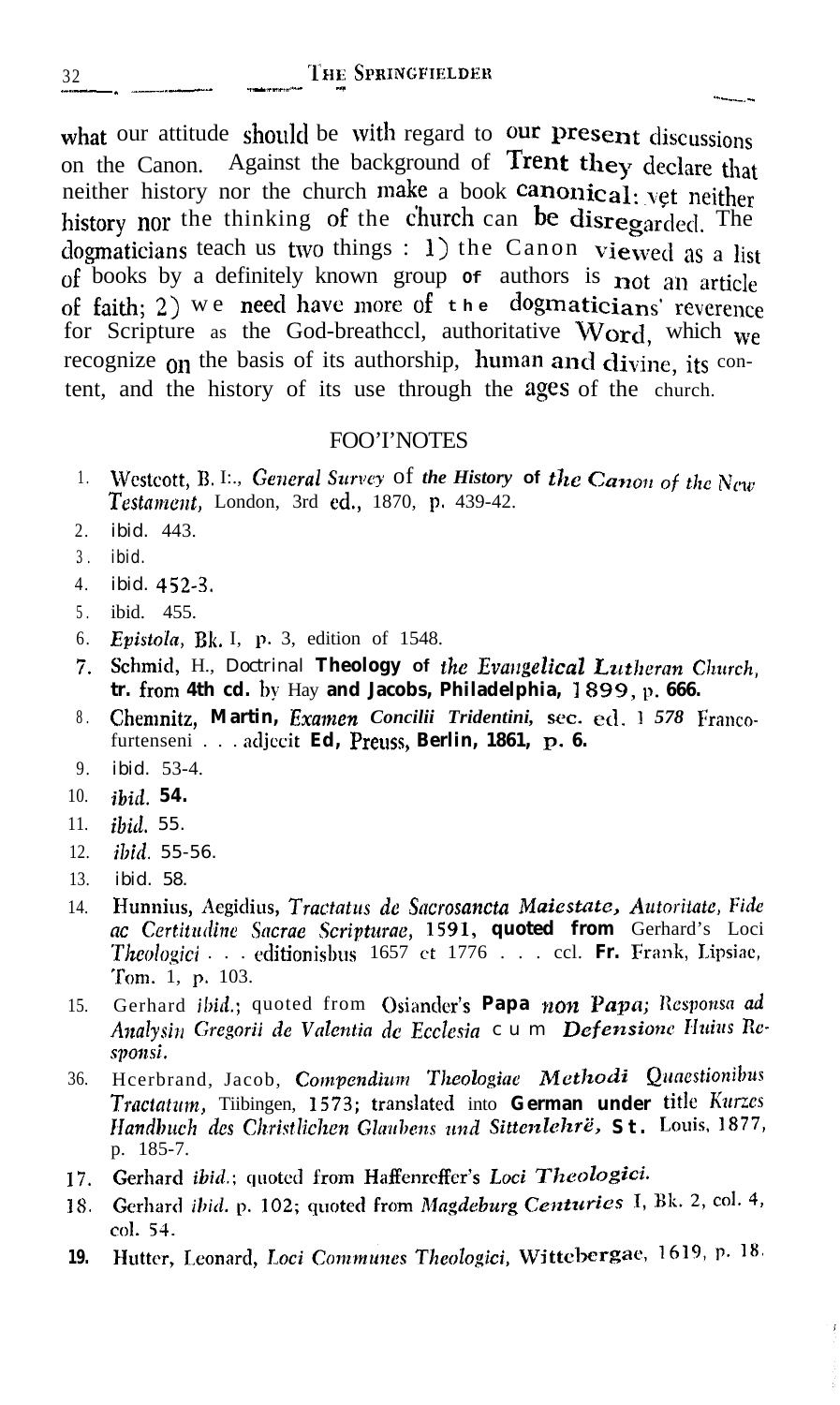what our attitude should be with regard to our present discussions on the Canon. Against the background of Trent they declare that neither history nor the church make a book canonical: yet neither history nor the thinking of the church can be disregarded. The dogmaticians teach us two things : 1) the Canon viewed as a list of books by a definitely known group of authors is not an article of faith; 2) we need have more of the dogmaticians' reverence for Scripture as the God-breathccl, authoritative Word, which we recognize on the basis of its authorship, human and divine, its content, and the history of its use through the ages of the church.

## FOOTNOTES

1. Westcott, B. F., *General Survey of the History of the Canon of the New Testament*, London, 3rd ed., 1870, p. 439-42.
2. ibid. 443.
3. ibid.
4. ibid. 452-3.
5. ibid. 455.
6. *Epistola*, Bk. I, p. 3, edition of 1548.
7. Schmid, H., Doctrinal Theology of *the Evangelical Lutheran Church*, tr. from 4th ed. by Hay and Jacobs, Philadelphia, 1899, p. 666.
8. Chemnitz, Martin, *Examen Concilii Tridentini*, sec. ed. 1578 Francofurtenseni . . . adjecit Ed, Preuss, Berlin, 1861, p. 6.
9. ibid. 53-4.
10. *ibid.* 54.
11. *ibid.* 55.
12. *ibid.* 55-56.
13. ibid. 58.
14. Hunnius, Aegidius, *Tractatus de Sacrosancta Maiestate, Autoritate, Fide ac Certitudine Sacrae Scripturae*, 1591, quoted from Gerhard's Loci *Theologici* . . . editionisbus 1657 et 1776 . . . ed. Fr. Frank, Lipsiae, Tom. 1, p. 103.
15. Gerhard *ibid.*; quoted from Osiander's *Papa non Papa; Responsa ad Analysin Gregorii de Valentia de Ecclesia cum Defensione Huius Responsi.*
36. Heerbrand, Jacob, *Compendium Theologiae Methodi Quaestionibus Tractatum,* Tübingen, 1573; translated into German under title *Kurzes Handbuch des Christlichen Glaubens und Sittenlehrë,* St. Louis, 1877, p. 185-7.
17. Gerhard *ibid.*; quoted from Haffenreffer's *Loci Theologici.*
18. Gerhard *ibid.* p. 102; quoted from *Magdeburg Centuries* I, Bk. 2, col. 4, col. 54.
19. Hutter, Leonard, *Loci Communes Theologici*, Wittebergae, 1619, p. 18.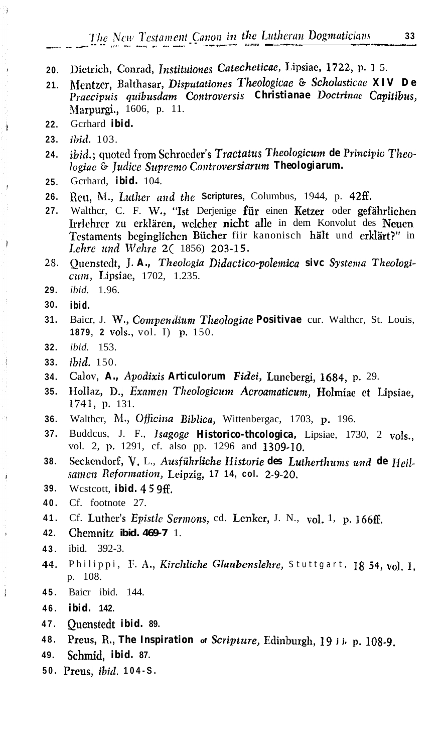20. Dietrich, Conrad, *Instituiones Catecheticae*, Lipsiae, 1722, p. 1 5.
21. Mentzer, Balthasar, *Disputationes Theologicae & Scholasticae* XIV *De Praecipuis quibusdam Controversis* Christianae *Doctrinae Capitibus*, Marpurgi., 1606, p. 11.
22. Gcrhard **ibid.**
23. *ibid.* 103.
24. *ibid.*; quoted from Schroeder's *Tractatus Theologicum* de *Principio Theologiae & Judice Supremo Controversiarum* Theologiarum.
25. Gcrhard, **ibid.** 104.
26. Reu, M., *Luther and the* Scriptures, Columbus, 1944, p. 42ff.
27. Walthcr, C. F. W., "Ist Derjenige für einen Ketzer oder gefährlichen Irrlehrer zu erklären, welcher nicht alle in dem Konvolut des Neuen Testaments beginglichen Bücher fiir kanonisch hält und erklärt?" in *Lehre und Wehre* 2( 1856) 203-15.
28. Quenstedt, J. A., *Theologia Didactico-polemica* sivc *Systema Theologicum*, Lipsiae, 1702, 1.235.
29. *ibid.* 1.96.
30. *ibid.*
31. Baicr, J. W., *Compendium Theologiae* Positivae cur. Walthcr, St. Louis, 1879, 2 vols., vol. I) p. 150.
32. *ibid.* 153.
33. *ibid.* 150.
34. Calov, A., *Apodixis* Articulorum *Fidei*, Lunebergi, 1684, p. 29.
35. Hollaz, D., *Examen Theologicum Acroamaticum*, Holmiae et Lipsiae, 1741, p. 131.
36. Walthcr, M., *Officina Biblica*, Wittenbergac, 1703, p. 196.
37. Buddcus, J. F., *Isagoge* Historico-thcologica, Lipsiae, 1730, 2 vols., vol. 2, p. 1291, cf. also pp. 1296 and 1309-10.
38. Seckendorf, V. L., *Ausführliche Historie* des *Lutherthums und* de *Heilsamen Reformation*, Leipzig, 17 14, col. 2-9-20.
39. Wcstcott, **ibid.** 4 5 9ff.
40. Cf. footnote 27.
41. Cf. Luther's *Epistle Sermons*, cd. Lenker, J. N., vol. 1, p. 166ff.
42. Chemnitz **ibid. 469-7** 1.
43. ibid. 392-3.
44. Philippi, F. A., *Kirchliche Glaubenslehre*, Stuttgart, 18 54, vol. 1, p. 108.
45. Baicr ibid. 144.
46. **ibid.** 142.
47. Quenstedt **ibid.** 89.
48. Preus, R., The Inspiration of *Scripture*, Edinburgh, 19 j j, p. 108-9.
49. Schmid, **ibid.** 87.
50. Preus, *ibid.* 104-S.